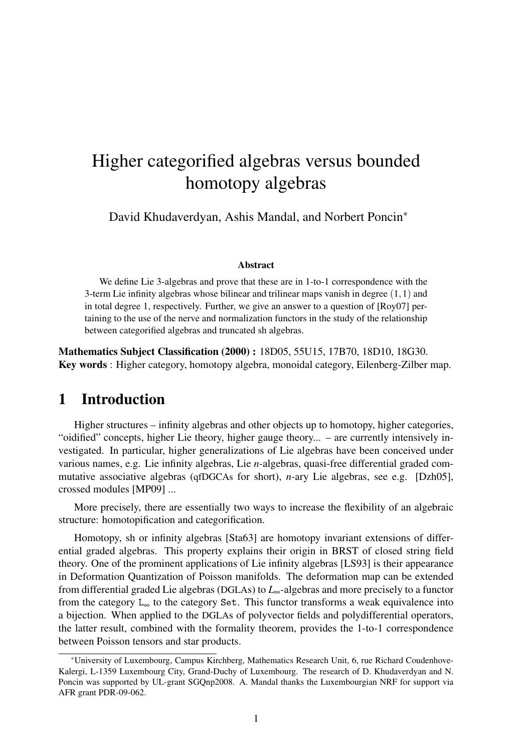# Higher categorified algebras versus bounded homotopy algebras

David Khudaverdyan, Ashis Mandal, and Norbert Poncin*

### Abstract

We define Lie 3-algebras and prove that these are in 1-to-1 correspondence with the 3-term Lie infinity algebras whose bilinear and trilinear maps vanish in degree $(1,1)$ and in total degree 1, respectively. Further, we give an answer to a question of [Roy07] pertaining to the use of the nerve and normalization functors in the study of the relationship between categorified algebras and truncated sh algebras.

**Mathematics Subject Classification (2000) :** 18D05, 55U15, 17B70, 18D10, 18G30.
**Key words** : Higher category, homotopy algebra, monoidal category, Eilenberg-Zilber map.

## 1 Introduction

Higher structures – infinity algebras and other objects up to homotopy, higher categories, "oidified" concepts, higher Lie theory, higher gauge theory... – are currently intensively investigated. In particular, higher generalizations of Lie algebras have been conceived under various names, e.g. Lie infinity algebras, Lie *n*-algebras, quasi-free differential graded commutative associative algebras (qfDGCAs for short), *n*-ary Lie algebras, see e.g. [Dzh05], crossed modules [MP09] ...

More precisely, there are essentially two ways to increase the flexibility of an algebraic structure: homotopification and categorification.

Homotopy, sh or infinity algebras [Sta63] are homotopy invariant extensions of differential graded algebras. This property explains their origin in BRST of closed string field theory. One of the prominent applications of Lie infinity algebras [LS93] is their appearance in Deformation Quantization of Poisson manifolds. The deformation map can be extended from differential graded Lie algebras (DGLAs) to $L_\infty$-algebras and more precisely to a functor from the category $\mathtt{L}_\infty$ to the category `Set`. This functor transforms a weak equivalence into a bijection. When applied to the DGLAs of polyvector fields and polydifferential operators, the latter result, combined with the formality theorem, provides the 1-to-1 correspondence between Poisson tensors and star products.

*University of Luxembourg, Campus Kirchberg, Mathematics Research Unit, 6, rue Richard Coudenhove-Kalergi, L-1359 Luxembourg City, Grand-Duchy of Luxembourg. The research of D. Khudaverdyan and N. Poncin was supported by UL-grant SGQnp2008. A. Mandal thanks the Luxembourgian NRF for support via AFR grant PDR-09-062.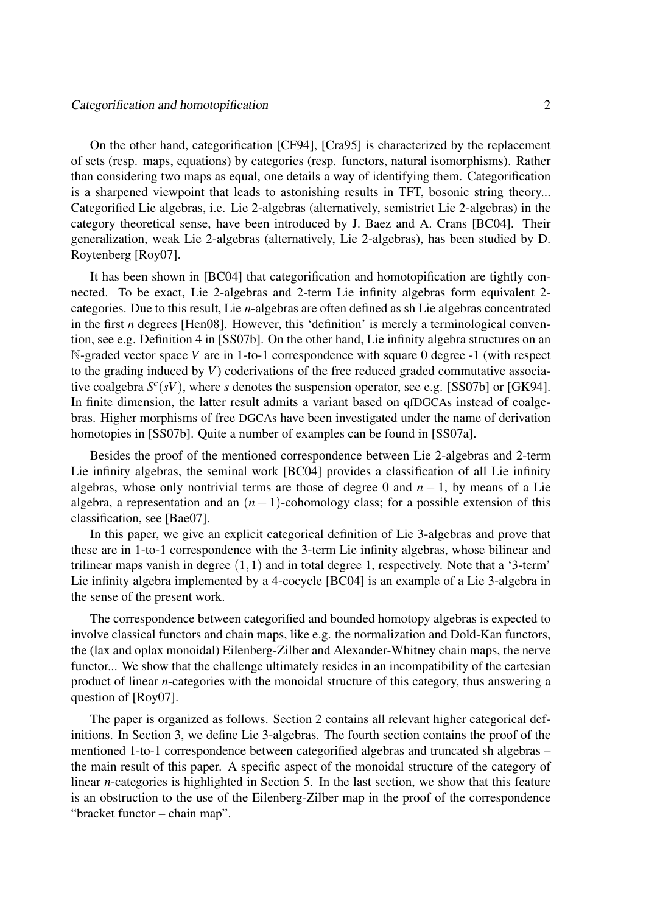On the other hand, categorification [CF94], [Cra95] is characterized by the replacement of sets (resp. maps, equations) by categories (resp. functors, natural isomorphisms). Rather than considering two maps as equal, one details a way of identifying them. Categorification is a sharpened viewpoint that leads to astonishing results in TFT, bosonic string theory... Categorified Lie algebras, i.e. Lie 2-algebras (alternatively, semistrict Lie 2-algebras) in the category theoretical sense, have been introduced by J. Baez and A. Crans [BC04]. Their generalization, weak Lie 2-algebras (alternatively, Lie 2-algebras), has been studied by D. Roytenberg [Roy07].

It has been shown in [BC04] that categorification and homotopification are tightly connected. To be exact, Lie 2-algebras and 2-term Lie infinity algebras form equivalent 2-categories. Due to this result, Lie $n$-algebras are often defined as sh Lie algebras concentrated in the first $n$ degrees [Hen08]. However, this 'definition' is merely a terminological convention, see e.g. Definition 4 in [SS07b]. On the other hand, Lie infinity algebra structures on an $\mathbb{N}$-graded vector space $V$ are in 1-to-1 correspondence with square 0 degree -1 (with respect to the grading induced by $V$) coderivations of the free reduced graded commutative associative coalgebra $S^c(sV)$, where $s$ denotes the suspension operator, see e.g. [SS07b] or [GK94]. In finite dimension, the latter result admits a variant based on qfDGCAs instead of coalgebras. Higher morphisms of free DGCAs have been investigated under the name of derivation homotopies in [SS07b]. Quite a number of examples can be found in [SS07a].

Besides the proof of the mentioned correspondence between Lie 2-algebras and 2-term Lie infinity algebras, the seminal work [BC04] provides a classification of all Lie infinity algebras, whose only nontrivial terms are those of degree 0 and $n-1$, by means of a Lie algebra, a representation and an $(n+1)$-cohomology class; for a possible extension of this classification, see [Bae07].

In this paper, we give an explicit categorical definition of Lie 3-algebras and prove that these are in 1-to-1 correspondence with the 3-term Lie infinity algebras, whose bilinear and trilinear maps vanish in degree $(1,1)$ and in total degree 1, respectively. Note that a '3-term' Lie infinity algebra implemented by a 4-cocycle [BC04] is an example of a Lie 3-algebra in the sense of the present work.

The correspondence between categorified and bounded homotopy algebras is expected to involve classical functors and chain maps, like e.g. the normalization and Dold-Kan functors, the (lax and oplax monoidal) Eilenberg-Zilber and Alexander-Whitney chain maps, the nerve functor... We show that the challenge ultimately resides in an incompatibility of the cartesian product of linear $n$-categories with the monoidal structure of this category, thus answering a question of [Roy07].

The paper is organized as follows. Section 2 contains all relevant higher categorical definitions. In Section 3, we define Lie 3-algebras. The fourth section contains the proof of the mentioned 1-to-1 correspondence between categorified algebras and truncated sh algebras – the main result of this paper. A specific aspect of the monoidal structure of the category of linear $n$-categories is highlighted in Section 5. In the last section, we show that this feature is an obstruction to the use of the Eilenberg-Zilber map in the proof of the correspondence "bracket functor – chain map".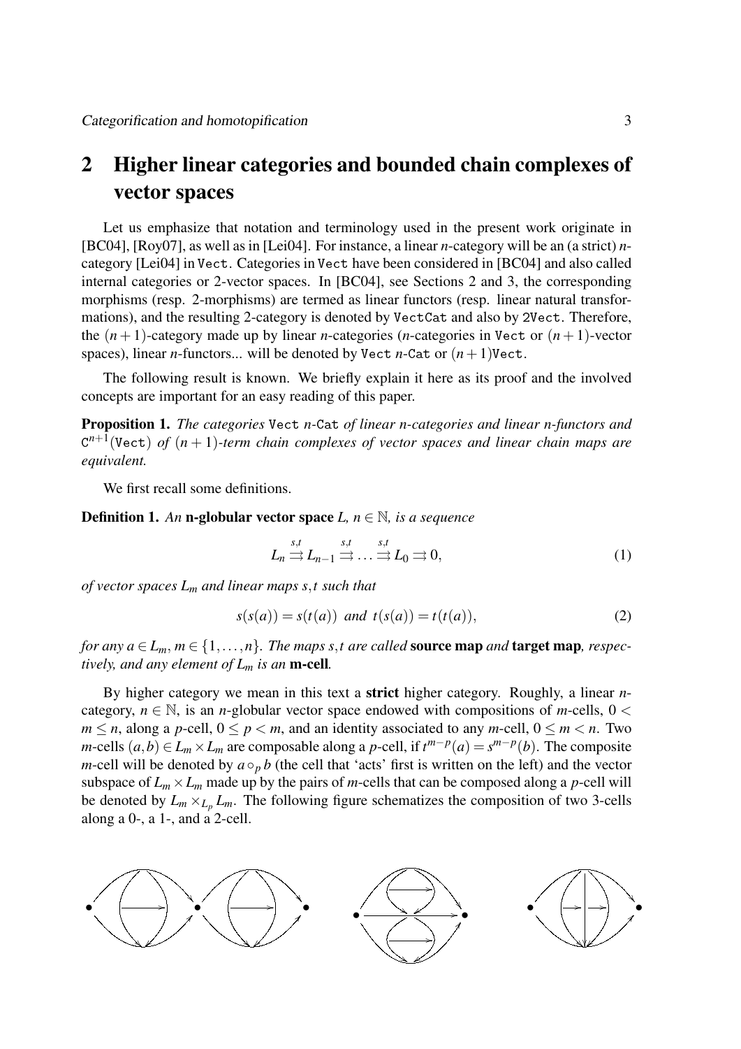## 2 Higher linear categories and bounded chain complexes of vector spaces

Let us emphasize that notation and terminology used in the present work originate in [BC04], [Roy07], as well as in [Lei04]. For instance, a linear $n$-category will be an (a strict) $n$-category [Lei04] in Vect. Categories in Vect have been considered in [BC04] and also called internal categories or 2-vector spaces. In [BC04], see Sections 2 and 3, the corresponding morphisms (resp. 2-morphisms) are termed as linear functors (resp. linear natural transformations), and the resulting 2-category is denoted by VectCat and also by 2Vect. Therefore, the $(n+1)$-category made up by linear $n$-categories ($n$-categories in Vect or $(n+1)$-vector spaces), linear $n$-functors... will be denoted by Vect $n$-Cat or $(n+1)$Vect.

The following result is known. We briefly explain it here as its proof and the involved concepts are important for an easy reading of this paper.

**Proposition 1.** *The categories* Vect $n$-Cat *of linear $n$-categories and linear $n$-functors and* $\mathtt{C}^{n+1}(\mathtt{Vect})$ *of $(n+1)$-term chain complexes of vector spaces and linear chain maps are equivalent.*

We first recall some definitions.

**Definition 1.** *An* **n-globular vector space** *$L$, $n \in \mathbb{N}$, is a sequence*

$$L_n \overset{s,t}{\rightrightarrows} L_{n-1} \overset{s,t}{\rightrightarrows} \ldots \overset{s,t}{\rightrightarrows} L_0 \rightrightarrows 0, \tag{1}$$

*of vector spaces $L_m$ and linear maps $s,t$ such that*

$$s(s(a)) = s(t(a)) \ \text{ and } \ t(s(a)) = t(t(a)), \tag{2}$$

*for any $a \in L_m$, $m \in \{1,\ldots,n\}$. The maps $s,t$ are called* **source map** *and* **target map***, respectively, and any element of $L_m$ is an* **m-cell***.*

By higher category we mean in this text a **strict** higher category. Roughly, a linear $n$-category, $n \in \mathbb{N}$, is an $n$-globular vector space endowed with compositions of $m$-cells, $0 < m \leq n$, along a $p$-cell, $0 \leq p < m$, and an identity associated to any $m$-cell, $0 \leq m < n$. Two $m$-cells $(a,b) \in L_m \times L_m$ are composable along a $p$-cell, if $t^{m-p}(a) = s^{m-p}(b)$. The composite $m$-cell will be denoted by $a \circ_p b$ (the cell that 'acts' first is written on the left) and the vector subspace of $L_m \times L_m$ made up by the pairs of $m$-cells that can be composed along a $p$-cell will be denoted by $L_m \times_{L_p} L_m$. The following figure schematizes the composition of two 3-cells along a 0-, a 1-, and a 2-cell.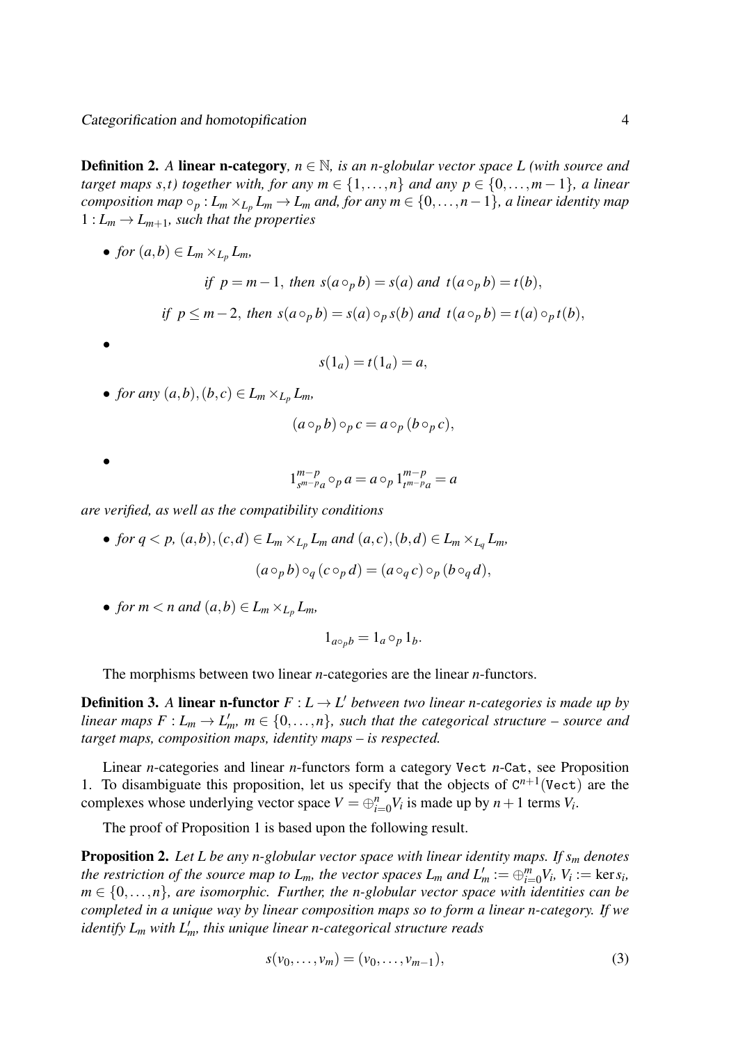**Definition 2.** *A* **linear n-category***, $n \in \mathbb{N}$, is an n-globular vector space $L$ (with source and target maps $s,t$) together with, for any $m \in \{1,\ldots,n\}$ and any $p \in \{0,\ldots,m-1\}$, a linear composition map $\circ_p : L_m \times_{L_p} L_m \to L_m$ and, for any $m \in \{0,\ldots,n-1\}$, a linear identity map $1 : L_m \to L_{m+1}$, such that the properties*

- *for $(a,b) \in L_m \times_{L_p} L_m$,*

$$\text{if } p = m-1, \text{ then } s(a \circ_p b) = s(a) \text{ and } t(a \circ_p b) = t(b),$$

$$\text{if } p \leq m-2, \text{ then } s(a \circ_p b) = s(a) \circ_p s(b) \text{ and } t(a \circ_p b) = t(a) \circ_p t(b),$$

- $$s(1_a) = t(1_a) = a,$$

- *for any $(a,b),(b,c) \in L_m \times_{L_p} L_m$,*

$$(a \circ_p b) \circ_p c = a \circ_p (b \circ_p c),$$

- $$1^{m-p}_{s^{m-p}a} \circ_p a = a \circ_p 1^{m-p}_{t^{m-p}a} = a$$

*are verified, as well as the compatibility conditions*

- *for $q < p$, $(a,b),(c,d) \in L_m \times_{L_p} L_m$ and $(a,c),(b,d) \in L_m \times_{L_q} L_m$,*

$$(a \circ_p b) \circ_q (c \circ_p d) = (a \circ_q c) \circ_p (b \circ_q d),$$

- *for $m < n$ and $(a,b) \in L_m \times_{L_p} L_m$,*

$$1_{a \circ_p b} = 1_a \circ_p 1_b.$$

The morphisms between two linear $n$-categories are the linear $n$-functors.

**Definition 3.** *A* **linear n-functor** *$F : L \to L'$ between two linear n-categories is made up by linear maps $F : L_m \to L'_m$, $m \in \{0,\ldots,n\}$, such that the categorical structure – source and target maps, composition maps, identity maps – is respected.*

Linear $n$-categories and linear $n$-functors form a category `Vect` $n$-`Cat`, see Proposition 1. To disambiguate this proposition, let us specify that the objects of $\mathtt{C}^{n+1}(\mathtt{Vect})$ are the complexes whose underlying vector space $V = \oplus_{i=0}^{n} V_i$ is made up by $n+1$ terms $V_i$.

The proof of Proposition 1 is based upon the following result.

**Proposition 2.** *Let $L$ be any n-globular vector space with linear identity maps. If $s_m$ denotes the restriction of the source map to $L_m$, the vector spaces $L_m$ and $L'_m := \oplus_{i=0}^{m} V_i$, $V_i := \ker s_i$, $m \in \{0,\ldots,n\}$, are isomorphic. Further, the n-globular vector space with identities can be completed in a unique way by linear composition maps so to form a linear n-category. If we identify $L_m$ with $L'_m$, this unique linear n-categorical structure reads*

$$s(v_0,\ldots,v_m) = (v_0,\ldots,v_{m-1}), \tag{3}$$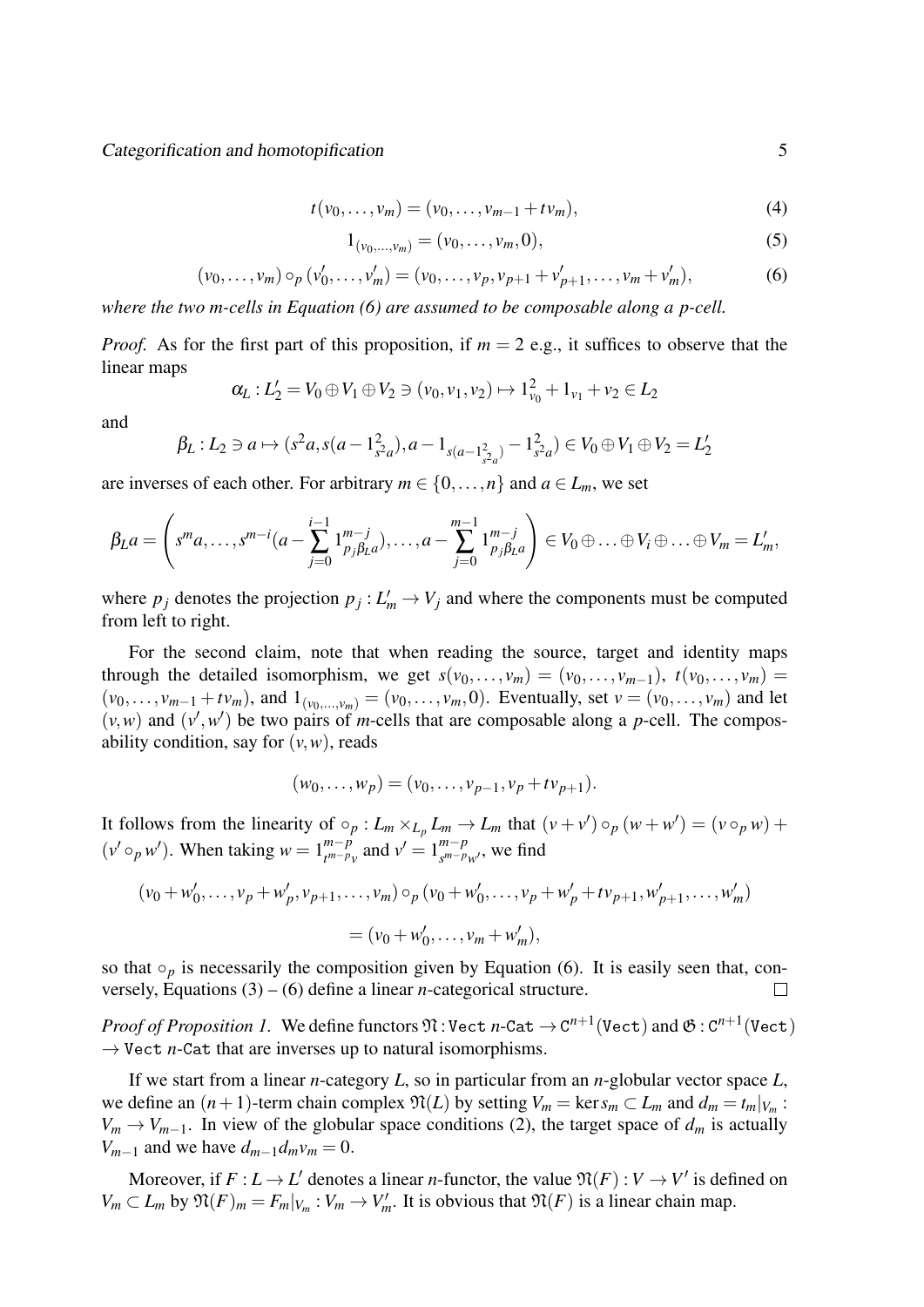$$t(v_0,\ldots,v_m) = (v_0,\ldots,v_{m-1}+tv_m), \tag{4}$$

$$1_{(v_0,\ldots,v_m)} = (v_0,\ldots,v_m,0), \tag{5}$$

$$(v_0,\ldots,v_m)\circ_p(v'_0,\ldots,v'_m) = (v_0,\ldots,v_p,v_{p+1}+v'_{p+1},\ldots,v_m+v'_m), \tag{6}$$

*where the two m-cells in Equation (6) are assumed to be composable along a p-cell.*

*Proof.* As for the first part of this proposition, if $m=2$ e.g., it suffices to observe that the linear maps

$$\alpha_L : L'_2 = V_0\oplus V_1\oplus V_2 \ni (v_0,v_1,v_2)\mapsto 1^2_{v_0}+1_{v_1}+v_2\in L_2$$

and

$$\beta_L : L_2\ni a\mapsto (s^2a, s(a-1^2_{s^2a}), a-1_{s(a-1^2_{s^2a})}-1^2_{s^2a})\in V_0\oplus V_1\oplus V_2 = L'_2$$

are inverses of each other. For arbitrary $m\in\{0,\ldots,n\}$ and $a\in L_m$, we set

$$\beta_L a = \left(s^m a,\ldots,s^{m-i}(a-\sum_{j=0}^{i-1}1^{m-j}_{p_j\beta_L a}),\ldots,a-\sum_{j=0}^{m-1}1^{m-j}_{p_j\beta_L a}\right)\in V_0\oplus\ldots\oplus V_i\oplus\ldots\oplus V_m = L'_m,$$

where $p_j$ denotes the projection $p_j : L'_m\to V_j$ and where the components must be computed from left to right.

For the second claim, note that when reading the source, target and identity maps through the detailed isomorphism, we get $s(v_0,\ldots,v_m)=(v_0,\ldots,v_{m-1})$, $t(v_0,\ldots,v_m)=(v_0,\ldots,v_{m-1}+tv_m)$, and $1_{(v_0,\ldots,v_m)}=(v_0,\ldots,v_m,0)$. Eventually, set $v=(v_0,\ldots,v_m)$ and let $(v,w)$ and $(v',w')$ be two pairs of $m$-cells that are composable along a $p$-cell. The composability condition, say for $(v,w)$, reads

$$(w_0,\ldots,w_p) = (v_0,\ldots,v_{p-1},v_p+tv_{p+1}).$$

It follows from the linearity of $\circ_p : L_m\times_{L_p}L_m\to L_m$ that $(v+v')\circ_p(w+w') = (v\circ_p w)+(v'\circ_p w')$. When taking $w=1^{m-p}_{t^{m-p}v}$ and $v'=1^{m-p}_{s^{m-p}w'}$, we find

$$(v_0+w'_0,\ldots,v_p+w'_p,v_{p+1},\ldots,v_m)\circ_p(v_0+w'_0,\ldots,v_p+w'_p+tv_{p+1},w'_{p+1},\ldots,w'_m)$$
$$=(v_0+w'_0,\ldots,v_m+w'_m),$$

so that $\circ_p$ is necessarily the composition given by Equation (6). It is easily seen that, conversely, Equations (3) – (6) define a linear $n$-categorical structure. □

*Proof of Proposition 1.* We define functors $\mathfrak{N} : \texttt{Vect}\ n\text{-}\texttt{Cat}\to\texttt{C}^{n+1}(\texttt{Vect})$ and $\mathfrak{G} : \texttt{C}^{n+1}(\texttt{Vect})\to\texttt{Vect}\ n\text{-}\texttt{Cat}$ that are inverses up to natural isomorphisms.

If we start from a linear $n$-category $L$, so in particular from an $n$-globular vector space $L$, we define an $(n+1)$-term chain complex $\mathfrak{N}(L)$ by setting $V_m=\ker s_m\subset L_m$ and $d_m=t_m|_{V_m} : V_m\to V_{m-1}$. In view of the globular space conditions (2), the target space of $d_m$ is actually $V_{m-1}$ and we have $d_{m-1}d_mv_m=0$.

Moreover, if $F : L\to L'$ denotes a linear $n$-functor, the value $\mathfrak{N}(F) : V\to V'$ is defined on $V_m\subset L_m$ by $\mathfrak{N}(F)_m = F_m|_{V_m} : V_m\to V'_m$. It is obvious that $\mathfrak{N}(F)$ is a linear chain map.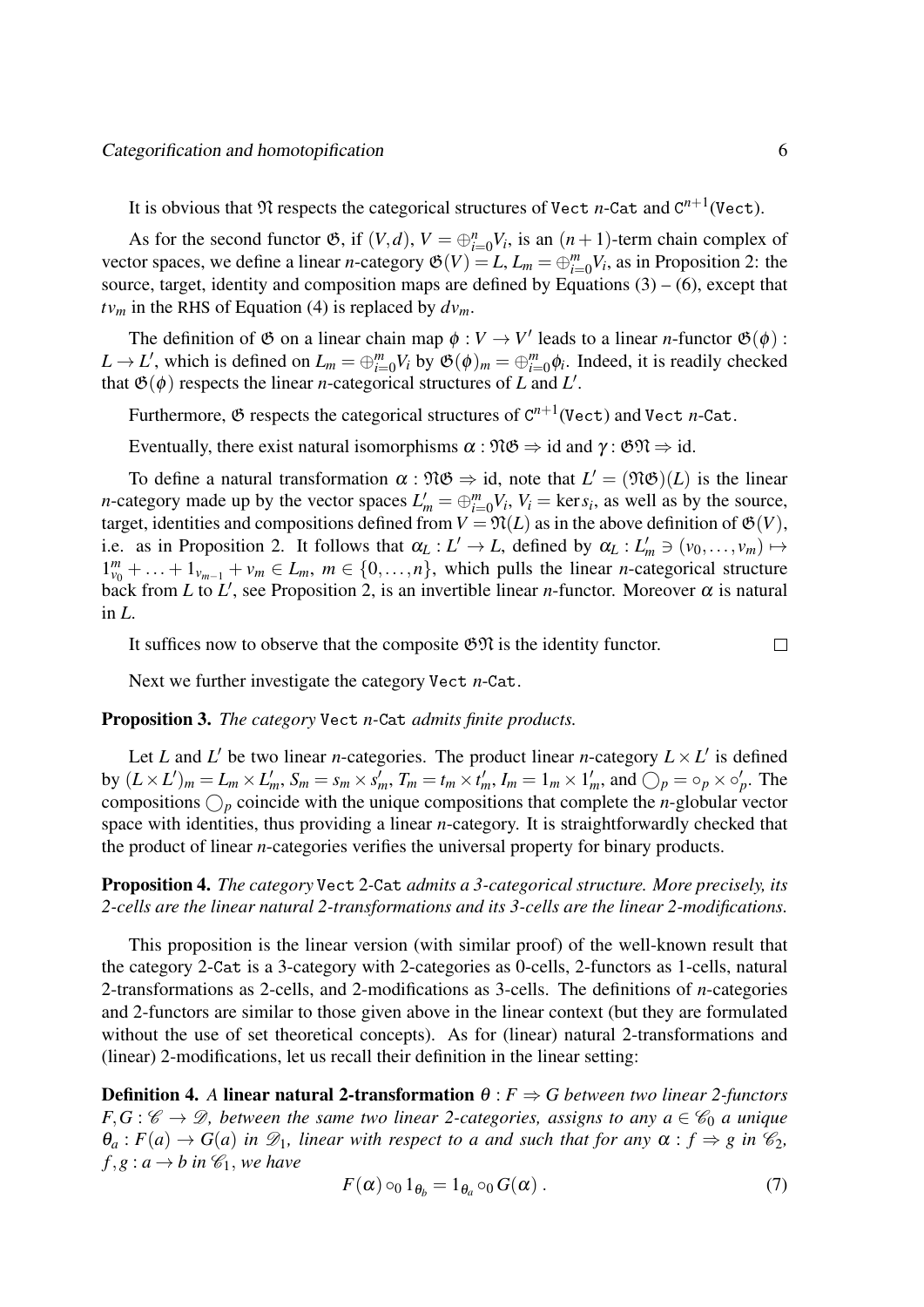It is obvious that $\mathfrak{N}$ respects the categorical structures of Vect $n$-Cat and $\mathtt{C}^{n+1}(\mathtt{Vect})$.

As for the second functor $\mathfrak{G}$, if $(V,d)$, $V=\oplus_{i=0}^n V_i$, is an $(n+1)$-term chain complex of vector spaces, we define a linear $n$-category $\mathfrak{G}(V)=L$, $L_m=\oplus_{i=0}^m V_i$, as in Proposition 2: the source, target, identity and composition maps are defined by Equations (3) – (6), except that $tv_m$ in the RHS of Equation (4) is replaced by $dv_m$.

The definition of $\mathfrak{G}$ on a linear chain map $\phi : V \to V'$ leads to a linear $n$-functor $\mathfrak{G}(\phi) : L \to L'$, which is defined on $L_m = \oplus_{i=0}^m V_i$ by $\mathfrak{G}(\phi)_m = \oplus_{i=0}^m \phi_i$. Indeed, it is readily checked that $\mathfrak{G}(\phi)$ respects the linear $n$-categorical structures of $L$ and $L'$.

Furthermore, $\mathfrak{G}$ respects the categorical structures of $\mathtt{C}^{n+1}(\mathtt{Vect})$ and Vect $n$-Cat.

Eventually, there exist natural isomorphisms $\alpha : \mathfrak{N}\mathfrak{G} \Rightarrow \mathrm{id}$ and $\gamma : \mathfrak{G}\mathfrak{N} \Rightarrow \mathrm{id}$.

To define a natural transformation $\alpha : \mathfrak{N}\mathfrak{G} \Rightarrow \mathrm{id}$, note that $L' = (\mathfrak{N}\mathfrak{G})(L)$ is the linear $n$-category made up by the vector spaces $L'_m = \oplus_{i=0}^m V_i$, $V_i = \ker s_i$, as well as by the source, target, identities and compositions defined from $V = \mathfrak{N}(L)$ as in the above definition of $\mathfrak{G}(V)$, i.e. as in Proposition 2. It follows that $\alpha_L : L' \to L$, defined by $\alpha_L : L'_m \ni (v_0,\ldots,v_m) \mapsto 1^m_{v_0} + \ldots + 1_{v_{m-1}} + v_m \in L_m$, $m \in \{0,\ldots,n\}$, which pulls the linear $n$-categorical structure back from $L$ to $L'$, see Proposition 2, is an invertible linear $n$-functor. Moreover $\alpha$ is natural in $L$.

It suffices now to observe that the composite $\mathfrak{G}\mathfrak{N}$ is the identity functor. □

Next we further investigate the category Vect $n$-Cat.

**Proposition 3.** *The category* Vect $n$-Cat *admits finite products.*

Let $L$ and $L'$ be two linear $n$-categories. The product linear $n$-category $L \times L'$ is defined by $(L\times L')_m = L_m \times L'_m$, $S_m = s_m \times s'_m$, $T_m = t_m \times t'_m$, $I_m = 1_m \times 1'_m$, and $\bigcirc_p = \circ_p \times \circ'_p$. The compositions $\bigcirc_p$ coincide with the unique compositions that complete the $n$-globular vector space with identities, thus providing a linear $n$-category. It is straightforwardly checked that the product of linear $n$-categories verifies the universal property for binary products.

**Proposition 4.** *The category* Vect 2-Cat *admits a 3-categorical structure. More precisely, its 2-cells are the linear natural 2-transformations and its 3-cells are the linear 2-modifications.*

This proposition is the linear version (with similar proof) of the well-known result that the category 2-Cat is a 3-category with 2-categories as 0-cells, 2-functors as 1-cells, natural 2-transformations as 2-cells, and 2-modifications as 3-cells. The definitions of $n$-categories and 2-functors are similar to those given above in the linear context (but they are formulated without the use of set theoretical concepts). As for (linear) natural 2-transformations and (linear) 2-modifications, let us recall their definition in the linear setting:

**Definition 4.** *A* **linear natural 2-transformation** $\theta : F \Rightarrow G$ *between two linear 2-functors $F,G : \mathscr{C} \to \mathscr{D}$, between the same two linear 2-categories, assigns to any $a \in \mathscr{C}_0$ a unique $\theta_a : F(a) \to G(a)$ in $\mathscr{D}_1$, linear with respect to $a$ and such that for any $\alpha : f \Rightarrow g$ in $\mathscr{C}_2$, $f,g : a \to b$ in $\mathscr{C}_1$, we have*

$$F(\alpha)\circ_0 1_{\theta_b} = 1_{\theta_a}\circ_0 G(\alpha)\,. \tag{7}$$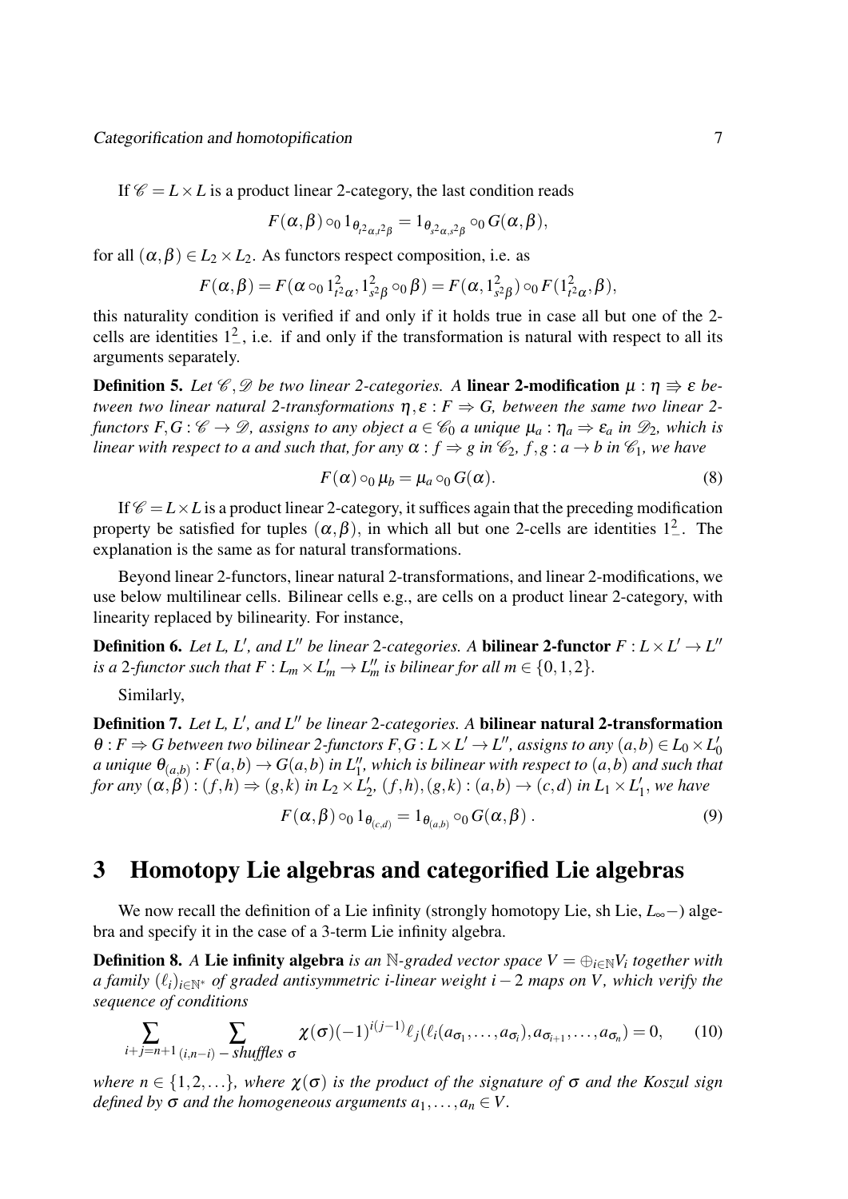If $\mathscr{C} = L \times L$ is a product linear 2-category, the last condition reads

$$F(\alpha,\beta) \circ_0 1_{\theta_{t^2\alpha,t^2\beta}} = 1_{\theta_{s^2\alpha,s^2\beta}} \circ_0 G(\alpha,\beta),$$

for all $(\alpha,\beta) \in L_2 \times L_2$. As functors respect composition, i.e. as

$$F(\alpha,\beta) = F(\alpha \circ_0 1^2_{t^2\alpha}, 1^2_{s^2\beta} \circ_0 \beta) = F(\alpha, 1^2_{s^2\beta}) \circ_0 F(1^2_{t^2\alpha}, \beta),$$

this naturality condition is verified if and only if it holds true in case all but one of the 2-cells are identities $1^2_{-}$, i.e. if and only if the transformation is natural with respect to all its arguments separately.

**Definition 5.** *Let $\mathscr{C}, \mathscr{D}$ be two linear 2-categories. A* **linear 2-modification** *$\mu : \eta \Rrightarrow \varepsilon$ between two linear natural 2-transformations $\eta, \varepsilon : F \Rightarrow G$, between the same two linear 2-functors $F, G : \mathscr{C} \to \mathscr{D}$, assigns to any object $a \in \mathscr{C}_0$ a unique $\mu_a : \eta_a \Rightarrow \varepsilon_a$ in $\mathscr{D}_2$, which is linear with respect to $a$ and such that, for any $\alpha : f \Rightarrow g$ in $\mathscr{C}_2$, $f, g : a \to b$ in $\mathscr{C}_1$, we have*

$$F(\alpha) \circ_0 \mu_b = \mu_a \circ_0 G(\alpha). \tag{8}$$

If $\mathscr{C} = L \times L$ is a product linear 2-category, it suffices again that the preceding modification property be satisfied for tuples $(\alpha,\beta)$, in which all but one 2-cells are identities $1^2_{-}$. The explanation is the same as for natural transformations.

Beyond linear 2-functors, linear natural 2-transformations, and linear 2-modifications, we use below multilinear cells. Bilinear cells e.g., are cells on a product linear 2-category, with linearity replaced by bilinearity. For instance,

**Definition 6.** *Let $L$, $L'$, and $L''$ be linear 2-categories. A* **bilinear 2-functor** *$F : L \times L' \to L''$ is a 2-functor such that $F : L_m \times L'_m \to L''_m$ is bilinear for all $m \in \{0,1,2\}$.*

Similarly,

**Definition 7.** *Let $L$, $L'$, and $L''$ be linear 2-categories. A* **bilinear natural 2-transformation** *$\theta : F \Rightarrow G$ between two bilinear 2-functors $F, G : L \times L' \to L''$, assigns to any $(a,b) \in L_0 \times L'_0$ a unique $\theta_{(a,b)} : F(a,b) \to G(a,b)$ in $L''_1$, which is bilinear with respect to $(a,b)$ and such that for any $(\alpha,\beta) : (f,h) \Rightarrow (g,k)$ in $L_2 \times L'_2$, $(f,h),(g,k) : (a,b) \to (c,d)$ in $L_1 \times L'_1$, we have*

$$F(\alpha,\beta) \circ_0 1_{\theta_{(c,d)}} = 1_{\theta_{(a,b)}} \circ_0 G(\alpha,\beta)\,. \tag{9}$$

## 3 Homotopy Lie algebras and categorified Lie algebras

We now recall the definition of a Lie infinity (strongly homotopy Lie, sh Lie, $L_\infty-$) algebra and specify it in the case of a 3-term Lie infinity algebra.

**Definition 8.** *A* **Lie infinity algebra** *is an $\mathbb{N}$-graded vector space $V = \oplus_{i \in \mathbb{N}} V_i$ together with a family $(\ell_i)_{i \in \mathbb{N}^*}$ of graded antisymmetric $i$-linear weight $i-2$ maps on $V$, which verify the sequence of conditions*

$$\sum_{i+j=n+1} \sum_{(i,n-i)-\text{shuffles } \sigma} \chi(\sigma)(-1)^{i(j-1)} \ell_j(\ell_i(a_{\sigma_1}, \ldots, a_{\sigma_i}), a_{\sigma_{i+1}}, \ldots, a_{\sigma_n}) = 0, \tag{10}$$

*where $n \in \{1,2,\ldots\}$, where $\chi(\sigma)$ is the product of the signature of $\sigma$ and the Koszul sign defined by $\sigma$ and the homogeneous arguments $a_1, \ldots, a_n \in V$.*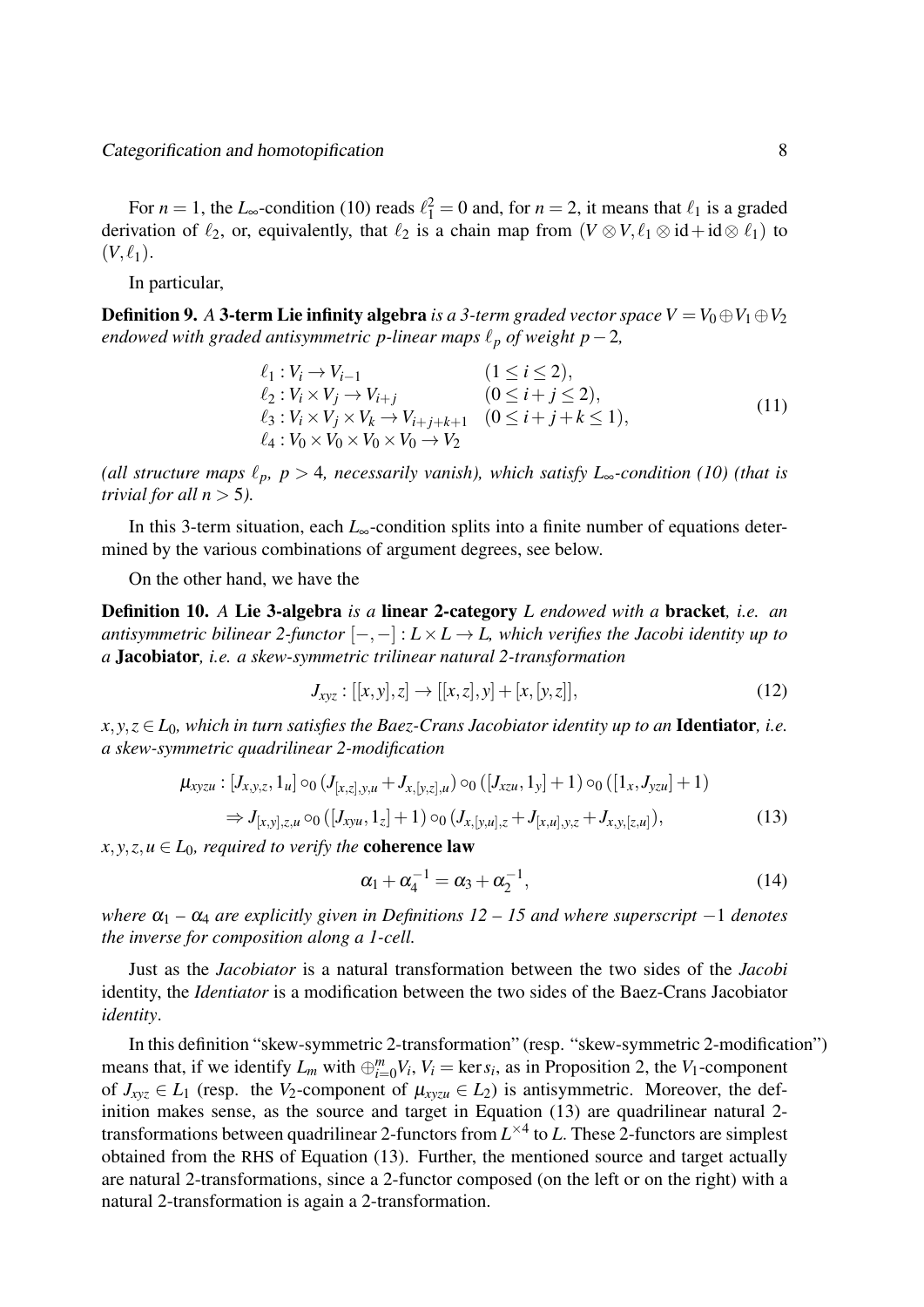For $n=1$, the $L_\infty$-condition (10) reads $\ell_1^2 = 0$ and, for $n=2$, it means that $\ell_1$ is a graded derivation of $\ell_2$, or, equivalently, that $\ell_2$ is a chain map from $(V\otimes V, \ell_1 \otimes \mathrm{id} + \mathrm{id} \otimes \ell_1)$ to $(V, \ell_1)$.

In particular,

**Definition 9.** *A* **3-term Lie infinity algebra** *is a 3-term graded vector space $V = V_0 \oplus V_1 \oplus V_2$ endowed with graded antisymmetric $p$-linear maps $\ell_p$ of weight $p-2$,*

$$
\begin{array}{ll}
\ell_1 : V_i \to V_{i-1} & (1 \le i \le 2),\\
\ell_2 : V_i \times V_j \to V_{i+j} & (0 \le i+j \le 2),\\
\ell_3 : V_i \times V_j \times V_k \to V_{i+j+k+1} & (0 \le i+j+k \le 1),\\
\ell_4 : V_0 \times V_0 \times V_0 \times V_0 \to V_2 &
\end{array}
\tag{11}
$$

*(all structure maps $\ell_p$, $p>4$, necessarily vanish), which satisfy $L_\infty$-condition (10) (that is trivial for all $n>5$).*

In this 3-term situation, each $L_\infty$-condition splits into a finite number of equations determined by the various combinations of argument degrees, see below.

On the other hand, we have the

**Definition 10.** *A* **Lie 3-algebra** *is a* **linear 2-category** *$L$ endowed with a* **bracket**, *i.e. an antisymmetric bilinear 2-functor $[-,-] : L \times L \to L$, which verifies the Jacobi identity up to a* **Jacobiator**, *i.e. a skew-symmetric trilinear natural 2-transformation*

$$
J_{xyz} : [[x,y],z] \to [[x,z],y] + [x,[y,z]],
\tag{12}
$$

*$x,y,z \in L_0$, which in turn satisfies the Baez-Crans Jacobiator identity up to an* **Identiator**, *i.e. a skew-symmetric quadrilinear 2-modification*

$$
\begin{aligned}
\mu_{xyzu} : & [J_{x,y,z}, 1_u] \circ_0 (J_{[x,z],y,u} + J_{x,[y,z],u}) \circ_0 ([J_{xzu}, 1_y] + 1) \circ_0 ([1_x, J_{yzu}] + 1)\\
& \Rightarrow J_{[x,y],z,u} \circ_0 ([J_{xyu}, 1_z] + 1) \circ_0 (J_{x,[y,u],z} + J_{[x,u],y,z} + J_{x,y,[z,u]}),
\end{aligned}
\tag{13}
$$

*$x,y,z,u \in L_0$, required to verify the* **coherence law**

$$
\alpha_1 + \alpha_4^{-1} = \alpha_3 + \alpha_2^{-1},
\tag{14}
$$

*where $\alpha_1$ – $\alpha_4$ are explicitly given in Definitions 12 – 15 and where superscript $-1$ denotes the inverse for composition along a 1-cell.*

Just as the *Jacobiator* is a natural transformation between the two sides of the *Jacobi* identity, the *Identiator* is a modification between the two sides of the Baez-Crans Jacobiator *identity*.

In this definition "skew-symmetric 2-transformation" (resp. "skew-symmetric 2-modification") means that, if we identify $L_m$ with $\oplus_{i=0}^m V_i$, $V_i = \ker s_i$, as in Proposition 2, the $V_1$-component of $J_{xyz} \in L_1$ (resp. the $V_2$-component of $\mu_{xyzu} \in L_2$) is antisymmetric. Moreover, the definition makes sense, as the source and target in Equation (13) are quadrilinear natural 2-transformations between quadrilinear 2-functors from $L^{\times 4}$ to $L$. These 2-functors are simplest obtained from the RHS of Equation (13). Further, the mentioned source and target actually are natural 2-transformations, since a 2-functor composed (on the left or on the right) with a natural 2-transformation is again a 2-transformation.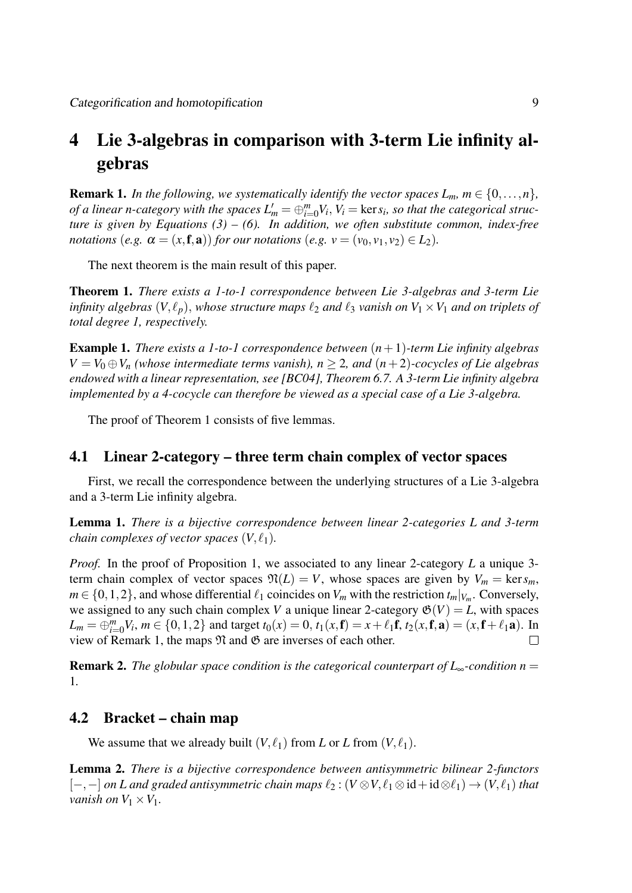# 4 Lie 3-algebras in comparison with 3-term Lie infinity algebras

**Remark 1.** *In the following, we systematically identify the vector spaces $L_m$, $m \in \{0,\ldots,n\}$, of a linear n-category with the spaces $L'_m = \oplus_{i=0}^m V_i$, $V_i = \ker s_i$, so that the categorical structure is given by Equations (3) – (6). In addition, we often substitute common, index-free notations (e.g. $\alpha = (x, \mathbf{f}, \mathbf{a})$) for our notations (e.g. $v = (v_0, v_1, v_2) \in L_2$).*

The next theorem is the main result of this paper.

**Theorem 1.** *There exists a 1-to-1 correspondence between Lie 3-algebras and 3-term Lie infinity algebras $(V, \ell_p)$, whose structure maps $\ell_2$ and $\ell_3$ vanish on $V_1 \times V_1$ and on triplets of total degree 1, respectively.*

**Example 1.** *There exists a 1-to-1 correspondence between $(n+1)$-term Lie infinity algebras $V = V_0 \oplus V_n$ (whose intermediate terms vanish), $n \geq 2$, and $(n+2)$-cocycles of Lie algebras endowed with a linear representation, see [BC04], Theorem 6.7. A 3-term Lie infinity algebra implemented by a 4-cocycle can therefore be viewed as a special case of a Lie 3-algebra.*

The proof of Theorem 1 consists of five lemmas.

## 4.1 Linear 2-category – three term chain complex of vector spaces

First, we recall the correspondence between the underlying structures of a Lie 3-algebra and a 3-term Lie infinity algebra.

**Lemma 1.** *There is a bijective correspondence between linear 2-categories $L$ and 3-term chain complexes of vector spaces $(V, \ell_1)$.*

*Proof.* In the proof of Proposition 1, we associated to any linear 2-category $L$ a unique 3-term chain complex of vector spaces $\mathfrak{N}(L) = V$, whose spaces are given by $V_m = \ker s_m$, $m \in \{0,1,2\}$, and whose differential $\ell_1$ coincides on $V_m$ with the restriction $t_m|_{V_m}$. Conversely, we assigned to any such chain complex $V$ a unique linear 2-category $\mathfrak{G}(V) = L$, with spaces $L_m = \oplus_{i=0}^m V_i$, $m \in \{0,1,2\}$ and target $t_0(x) = 0$, $t_1(x, \mathbf{f}) = x + \ell_1 \mathbf{f}$, $t_2(x, \mathbf{f}, \mathbf{a}) = (x, \mathbf{f} + \ell_1 \mathbf{a})$. In view of Remark 1, the maps $\mathfrak{N}$ and $\mathfrak{G}$ are inverses of each other. $\square$

**Remark 2.** *The globular space condition is the categorical counterpart of $L_\infty$-condition $n = 1$.*

## 4.2 Bracket – chain map

We assume that we already built $(V, \ell_1)$ from $L$ or $L$ from $(V, \ell_1)$.

**Lemma 2.** *There is a bijective correspondence between antisymmetric bilinear 2-functors $[-,-]$ on $L$ and graded antisymmetric chain maps $\ell_2 : (V \otimes V, \ell_1 \otimes \mathrm{id} + \mathrm{id} \otimes \ell_1) \to (V, \ell_1)$ that vanish on $V_1 \times V_1$.*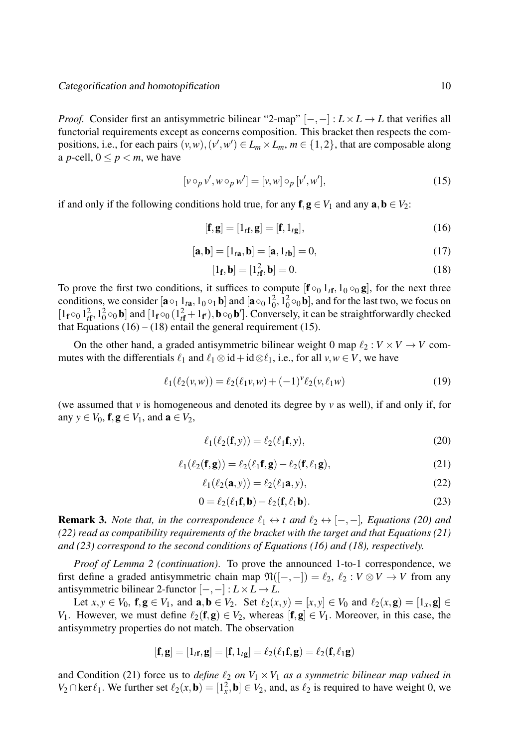*Proof.* Consider first an antisymmetric bilinear "2-map" $[-,-] : L \times L \to L$ that verifies all functorial requirements except as concerns composition. This bracket then respects the compositions, i.e., for each pairs $(v,w),(v',w') \in L_m \times L_m$, $m \in \{1,2\}$, that are composable along a $p$-cell, $0 \le p < m$, we have

$$[v \circ_p v', w \circ_p w'] = [v,w] \circ_p [v',w'], \tag{15}$$

if and only if the following conditions hold true, for any $\mathbf{f},\mathbf{g} \in V_1$ and any $\mathbf{a},\mathbf{b} \in V_2$:

$$[\mathbf{f},\mathbf{g}] = [1_{t\mathbf{f}},\mathbf{g}] = [\mathbf{f},1_{t\mathbf{g}}], \tag{16}$$

$$[\mathbf{a},\mathbf{b}] = [1_{t\mathbf{a}},\mathbf{b}] = [\mathbf{a},1_{t\mathbf{b}}] = 0, \tag{17}$$

$$[1_{\mathbf{f}},\mathbf{b}] = [1^2_{t\mathbf{f}},\mathbf{b}] = 0. \tag{18}$$

To prove the first two conditions, it suffices to compute $[\mathbf{f} \circ_0 1_{t\mathbf{f}}, 1_0 \circ_0 \mathbf{g}]$, for the next three conditions, we consider $[\mathbf{a} \circ_1 1_{t\mathbf{a}}, 1_0 \circ_1 \mathbf{b}]$ and $[\mathbf{a} \circ_0 1^2_0, 1^2_0 \circ_0 \mathbf{b}]$, and for the last two, we focus on $[1_{\mathbf{f}} \circ_0 1^2_{t\mathbf{f}}, 1^2_0 \circ_0 \mathbf{b}]$ and $[1_{\mathbf{f}} \circ_0 (1^2_{t\mathbf{f}} + 1_{\mathbf{f}'}), \mathbf{b} \circ_0 \mathbf{b}']$. Conversely, it can be straightforwardly checked that Equations (16) – (18) entail the general requirement (15).

On the other hand, a graded antisymmetric bilinear weight 0 map $\ell_2 : V \times V \to V$ commutes with the differentials $\ell_1$ and $\ell_1 \otimes \mathrm{id} + \mathrm{id} \otimes \ell_1$, i.e., for all $v,w \in V$, we have

$$\ell_1(\ell_2(v,w)) = \ell_2(\ell_1 v,w) + (-1)^v \ell_2(v,\ell_1 w) \tag{19}$$

(we assumed that $v$ is homogeneous and denoted its degree by $v$ as well), if and only if, for any $y \in V_0$, $\mathbf{f},\mathbf{g} \in V_1$, and $\mathbf{a} \in V_2$,

$$\ell_1(\ell_2(\mathbf{f},y)) = \ell_2(\ell_1 \mathbf{f},y), \tag{20}$$

$$\ell_1(\ell_2(\mathbf{f},\mathbf{g})) = \ell_2(\ell_1 \mathbf{f},\mathbf{g}) - \ell_2(\mathbf{f},\ell_1 \mathbf{g}), \tag{21}$$

$$\ell_1(\ell_2(\mathbf{a},y)) = \ell_2(\ell_1 \mathbf{a},y), \tag{22}$$

$$0 = \ell_2(\ell_1 \mathbf{f},\mathbf{b}) - \ell_2(\mathbf{f},\ell_1 \mathbf{b}). \tag{23}$$

**Remark 3.** *Note that, in the correspondence $\ell_1 \leftrightarrow t$ and $\ell_2 \leftrightarrow [-,-]$, Equations (20) and (22) read as compatibility requirements of the bracket with the target and that Equations (21) and (23) correspond to the second conditions of Equations (16) and (18), respectively.*

*Proof of Lemma 2 (continuation).* To prove the announced 1-to-1 correspondence, we first define a graded antisymmetric chain map $\mathfrak{N}([-,-]) = \ell_2$, $\ell_2 : V \otimes V \to V$ from any antisymmetric bilinear 2-functor $[-,-] : L \times L \to L$.

Let $x,y \in V_0$, $\mathbf{f},\mathbf{g} \in V_1$, and $\mathbf{a},\mathbf{b} \in V_2$. Set $\ell_2(x,y) = [x,y] \in V_0$ and $\ell_2(x,\mathbf{g}) = [1_x,\mathbf{g}] \in V_1$. However, we must define $\ell_2(\mathbf{f},\mathbf{g}) \in V_2$, whereas $[\mathbf{f},\mathbf{g}] \in V_1$. Moreover, in this case, the antisymmetry properties do not match. The observation

$$[\mathbf{f},\mathbf{g}] = [1_{t\mathbf{f}},\mathbf{g}] = [\mathbf{f},1_{t\mathbf{g}}] = \ell_2(\ell_1 \mathbf{f},\mathbf{g}) = \ell_2(\mathbf{f},\ell_1 \mathbf{g})$$

and Condition (21) force us to *define $\ell_2$ on $V_1 \times V_1$ as a symmetric bilinear map valued in $V_2 \cap \ker \ell_1$*. We further set $\ell_2(x,\mathbf{b}) = [1^2_x,\mathbf{b}] \in V_2$, and, as $\ell_2$ is required to have weight 0, we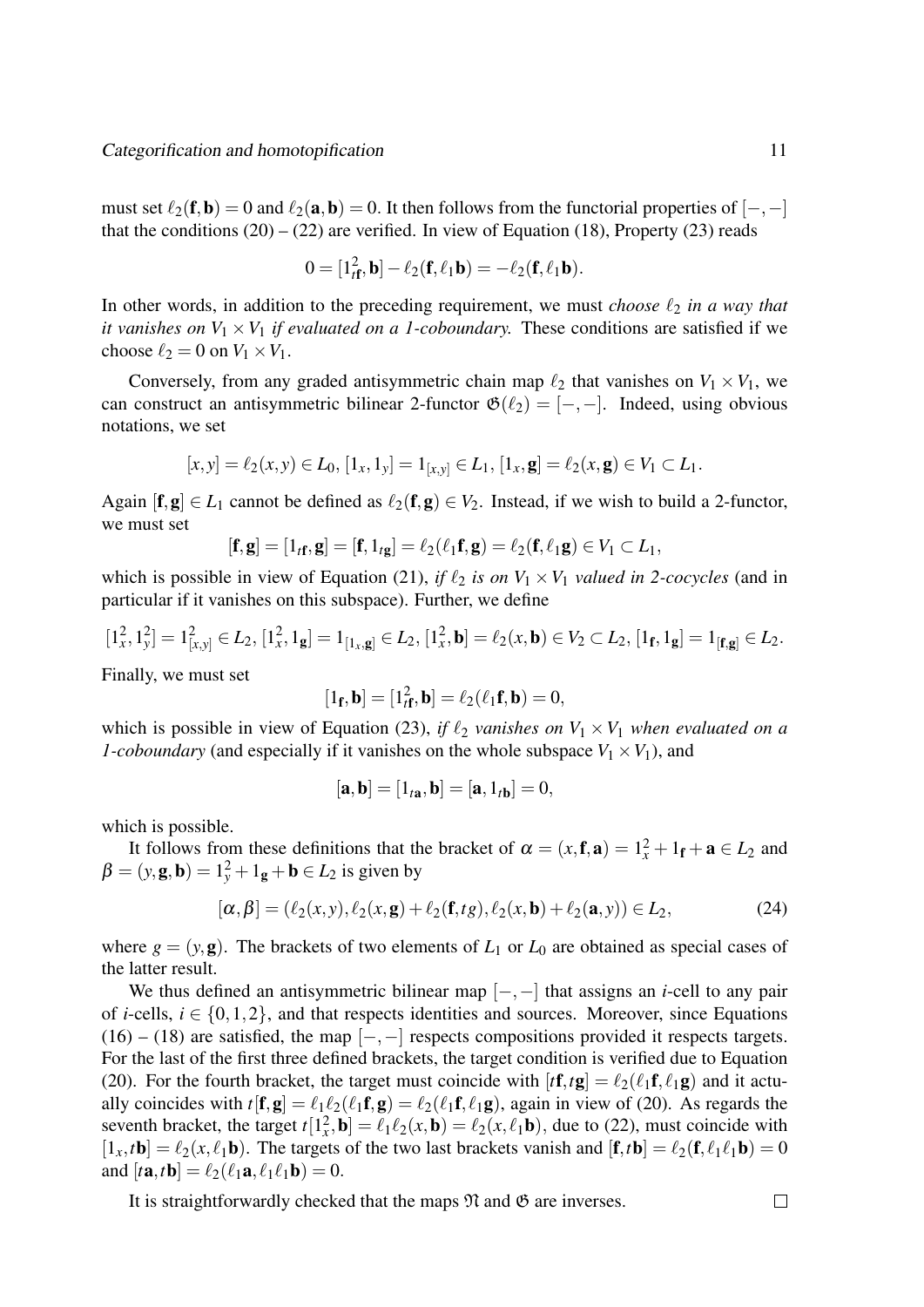must set $\ell_2(\mathbf{f},\mathbf{b}) = 0$ and $\ell_2(\mathbf{a},\mathbf{b}) = 0$. It then follows from the functorial properties of $[-,-]$ that the conditions (20) – (22) are verified. In view of Equation (18), Property (23) reads

$$0 = [1^2_{t\mathbf{f}},\mathbf{b}] - \ell_2(\mathbf{f},\ell_1\mathbf{b}) = -\ell_2(\mathbf{f},\ell_1\mathbf{b}).$$

In other words, in addition to the preceding requirement, we must *choose* $\ell_2$ *in a way that it vanishes on* $V_1 \times V_1$ *if evaluated on a 1-coboundary.* These conditions are satisfied if we choose $\ell_2 = 0$ on $V_1 \times V_1$.

Conversely, from any graded antisymmetric chain map $\ell_2$ that vanishes on $V_1 \times V_1$, we can construct an antisymmetric bilinear 2-functor $\mathfrak{G}(\ell_2) = [-,-]$. Indeed, using obvious notations, we set

$$[x,y] = \ell_2(x,y) \in L_0,\ [1_x,1_y] = 1_{[x,y]} \in L_1,\ [1_x,\mathbf{g}] = \ell_2(x,\mathbf{g}) \in V_1 \subset L_1.$$

Again $[\mathbf{f},\mathbf{g}] \in L_1$ cannot be defined as $\ell_2(\mathbf{f},\mathbf{g}) \in V_2$. Instead, if we wish to build a 2-functor, we must set

$$[\mathbf{f},\mathbf{g}] = [1_{t\mathbf{f}},\mathbf{g}] = [\mathbf{f},1_{t\mathbf{g}}] = \ell_2(\ell_1\mathbf{f},\mathbf{g}) = \ell_2(\mathbf{f},\ell_1\mathbf{g}) \in V_1 \subset L_1,$$

which is possible in view of Equation (21), *if* $\ell_2$ *is on* $V_1 \times V_1$ *valued in 2-cocycles* (and in particular if it vanishes on this subspace). Further, we define

$$[1^2_x,1^2_y] = 1^2_{[x,y]} \in L_2,\ [1^2_x,1_\mathbf{g}] = 1_{[1_x,\mathbf{g}]} \in L_2,\ [1^2_x,\mathbf{b}] = \ell_2(x,\mathbf{b}) \in V_2 \subset L_2,\ [1_\mathbf{f},1_\mathbf{g}] = 1_{[\mathbf{f},\mathbf{g}]} \in L_2.$$

Finally, we must set

$$[1_\mathbf{f},\mathbf{b}] = [1^2_{t\mathbf{f}},\mathbf{b}] = \ell_2(\ell_1\mathbf{f},\mathbf{b}) = 0,$$

which is possible in view of Equation (23), *if* $\ell_2$ *vanishes on* $V_1 \times V_1$ *when evaluated on a 1-coboundary* (and especially if it vanishes on the whole subspace $V_1 \times V_1$), and

$$[\mathbf{a},\mathbf{b}] = [1_{t\mathbf{a}},\mathbf{b}] = [\mathbf{a},1_{t\mathbf{b}}] = 0,$$

which is possible.

It follows from these definitions that the bracket of $\alpha = (x,\mathbf{f},\mathbf{a}) = 1^2_x + 1_\mathbf{f} + \mathbf{a} \in L_2$ and $\beta = (y,\mathbf{g},\mathbf{b}) = 1^2_y + 1_\mathbf{g} + \mathbf{b} \in L_2$ is given by

$$[\alpha,\beta] = (\ell_2(x,y), \ell_2(x,\mathbf{g}) + \ell_2(\mathbf{f},tg), \ell_2(x,\mathbf{b}) + \ell_2(\mathbf{a},y)) \in L_2, \tag{24}$$

where $g = (y,\mathbf{g})$. The brackets of two elements of $L_1$ or $L_0$ are obtained as special cases of the latter result.

We thus defined an antisymmetric bilinear map $[-,-]$ that assigns an $i$-cell to any pair of $i$-cells, $i \in \{0,1,2\}$, and that respects identities and sources. Moreover, since Equations (16) – (18) are satisfied, the map $[-,-]$ respects compositions provided it respects targets. For the last of the first three defined brackets, the target condition is verified due to Equation (20). For the fourth bracket, the target must coincide with $[t\mathbf{f},t\mathbf{g}] = \ell_2(\ell_1\mathbf{f},\ell_1\mathbf{g})$ and it actually coincides with $t[\mathbf{f},\mathbf{g}] = \ell_1\ell_2(\ell_1\mathbf{f},\mathbf{g}) = \ell_2(\ell_1\mathbf{f},\ell_1\mathbf{g})$, again in view of (20). As regards the seventh bracket, the target $t[1^2_x,\mathbf{b}] = \ell_1\ell_2(x,\mathbf{b}) = \ell_2(x,\ell_1\mathbf{b})$, due to (22), must coincide with $[1_x,t\mathbf{b}] = \ell_2(x,\ell_1\mathbf{b})$. The targets of the two last brackets vanish and $[\mathbf{f},t\mathbf{b}] = \ell_2(\mathbf{f},\ell_1\ell_1\mathbf{b}) = 0$ and $[t\mathbf{a},t\mathbf{b}] = \ell_2(\ell_1\mathbf{a},\ell_1\ell_1\mathbf{b}) = 0$.

It is straightforwardly checked that the maps $\mathfrak{N}$ and $\mathfrak{G}$ are inverses. $\square$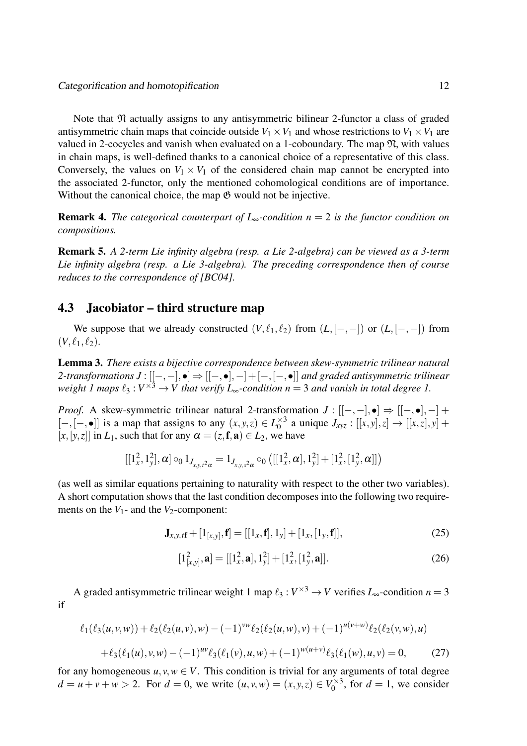Note that $\mathfrak{N}$ actually assigns to any antisymmetric bilinear 2-functor a class of graded antisymmetric chain maps that coincide outside $V_1 \times V_1$ and whose restrictions to $V_1 \times V_1$ are valued in 2-cocycles and vanish when evaluated on a 1-coboundary. The map $\mathfrak{N}$, with values in chain maps, is well-defined thanks to a canonical choice of a representative of this class. Conversely, the values on $V_1 \times V_1$ of the considered chain map cannot be encrypted into the associated 2-functor, only the mentioned cohomological conditions are of importance. Without the canonical choice, the map $\mathfrak{G}$ would not be injective.

**Remark 4.** *The categorical counterpart of $L_\infty$-condition $n = 2$ is the functor condition on compositions.*

**Remark 5.** *A 2-term Lie infinity algebra (resp. a Lie 2-algebra) can be viewed as a 3-term Lie infinity algebra (resp. a Lie 3-algebra). The preceding correspondence then of course reduces to the correspondence of [BC04].*

## 4.3 Jacobiator – third structure map

We suppose that we already constructed $(V, \ell_1, \ell_2)$ from $(L, [-,-])$ or $(L, [-,-])$ from $(V, \ell_1, \ell_2)$.

**Lemma 3.** *There exists a bijective correspondence between skew-symmetric trilinear natural 2-transformations $J : [[-,-],\bullet] \Rightarrow [[-,\bullet],-] + [-,[-,\bullet]]$ and graded antisymmetric trilinear weight 1 maps $\ell_3 : V^{\times 3} \to V$ that verify $L_\infty$-condition $n = 3$ and vanish in total degree 1.*

*Proof.* A skew-symmetric trilinear natural 2-transformation $J : [[-,-],\bullet] \Rightarrow [[-,\bullet],-] + [-,[-,\bullet]]$ is a map that assigns to any $(x,y,z) \in L_0^{\times 3}$ a unique $J_{xyz} : [[x,y],z] \to [[x,z],y] + [x,[y,z]]$ in $L_1$, such that for any $\alpha = (z, \mathbf{f}, \mathbf{a}) \in L_2$, we have

$$[[1_x^2, 1_y^2], \alpha] \circ_0 1_{J_{x,y,t^2\alpha}} = 1_{J_{x,y,s^2\alpha}} \circ_0 \left([[1_x^2, \alpha], 1_y^2] + [1_x^2, [1_y^2, \alpha]]\right)$$

(as well as similar equations pertaining to naturality with respect to the other two variables). A short computation shows that the last condition decomposes into the following two requirements on the $V_1$- and the $V_2$-component:

$$\mathbf{J}_{x,y,t\mathbf{f}} + [1_{[x,y]}, \mathbf{f}] = [[1_x, \mathbf{f}], 1_y] + [1_x, [1_y, \mathbf{f}]], \tag{25}$$

$$[1^2_{[x,y]}, \mathbf{a}] = [[1_x^2, \mathbf{a}], 1_y^2] + [1_x^2, [1_y^2, \mathbf{a}]]. \tag{26}$$

A graded antisymmetric trilinear weight 1 map $\ell_3 : V^{\times 3} \to V$ verifies $L_\infty$-condition $n = 3$ if

$$\ell_1(\ell_3(u,v,w)) + \ell_2(\ell_2(u,v),w) - (-1)^{vw}\ell_2(\ell_2(u,w),v) + (-1)^{u(v+w)}\ell_2(\ell_2(v,w),u)$$
$$+\ell_3(\ell_1(u),v,w) - (-1)^{uv}\ell_3(\ell_1(v),u,w) + (-1)^{w(u+v)}\ell_3(\ell_1(w),u,v) = 0, \tag{27}$$

for any homogeneous $u,v,w \in V$. This condition is trivial for any arguments of total degree $d = u+v+w > 2$. For $d = 0$, we write $(u,v,w) = (x,y,z) \in V_0^{\times 3}$, for $d = 1$, we consider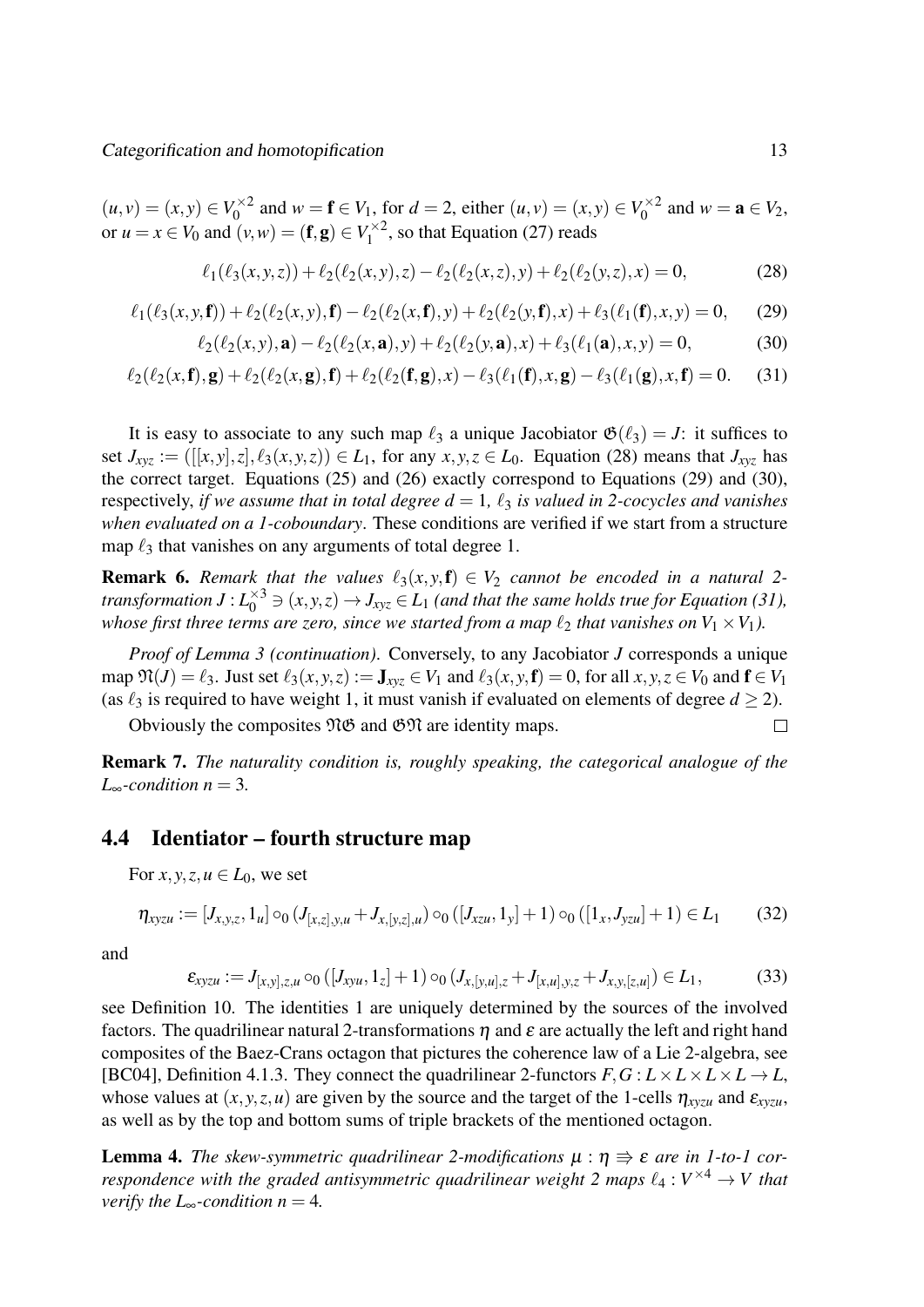$(u,v)=(x,y)\in V_0^{\times 2}$ and $w=\mathbf{f}\in V_1$, for $d=2$, either $(u,v)=(x,y)\in V_0^{\times 2}$ and $w=\mathbf{a}\in V_2$, or $u=x\in V_0$ and $(v,w)=(\mathbf{f},\mathbf{g})\in V_1^{\times 2}$, so that Equation (27) reads

$$\ell_1(\ell_3(x,y,z))+\ell_2(\ell_2(x,y),z)-\ell_2(\ell_2(x,z),y)+\ell_2(\ell_2(y,z),x)=0, \tag{28}$$

$$\ell_1(\ell_3(x,y,\mathbf{f}))+\ell_2(\ell_2(x,y),\mathbf{f})-\ell_2(\ell_2(x,\mathbf{f}),y)+\ell_2(\ell_2(y,\mathbf{f}),x)+\ell_3(\ell_1(\mathbf{f}),x,y)=0, \tag{29}$$

$$\ell_2(\ell_2(x,y),\mathbf{a})-\ell_2(\ell_2(x,\mathbf{a}),y)+\ell_2(\ell_2(y,\mathbf{a}),x)+\ell_3(\ell_1(\mathbf{a}),x,y)=0, \tag{30}$$

$$\ell_2(\ell_2(x,\mathbf{f}),\mathbf{g})+\ell_2(\ell_2(x,\mathbf{g}),\mathbf{f})+\ell_2(\ell_2(\mathbf{f},\mathbf{g}),x)-\ell_3(\ell_1(\mathbf{f}),x,\mathbf{g})-\ell_3(\ell_1(\mathbf{g}),x,\mathbf{f})=0. \tag{31}$$

It is easy to associate to any such map $\ell_3$ a unique Jacobiator $\mathfrak{G}(\ell_3)=J$: it suffices to set $J_{xyz}:=([[x,y],z],\ell_3(x,y,z))\in L_1$, for any $x,y,z\in L_0$. Equation (28) means that $J_{xyz}$ has the correct target. Equations (25) and (26) exactly correspond to Equations (29) and (30), respectively, *if we assume that in total degree $d=1$, $\ell_3$ is valued in 2-cocycles and vanishes when evaluated on a 1-coboundary*. These conditions are verified if we start from a structure map $\ell_3$ that vanishes on any arguments of total degree 1.

**Remark 6.** *Remark that the values $\ell_3(x,y,\mathbf{f})\in V_2$ cannot be encoded in a natural 2-transformation $J: L_0^{\times 3}\ni(x,y,z)\to J_{xyz}\in L_1$ (and that the same holds true for Equation (31), whose first three terms are zero, since we started from a map $\ell_2$ that vanishes on $V_1\times V_1$).*

*Proof of Lemma 3 (continuation).* Conversely, to any Jacobiator $J$ corresponds a unique map $\mathfrak{N}(J)=\ell_3$. Just set $\ell_3(x,y,z):=\mathbf{J}_{xyz}\in V_1$ and $\ell_3(x,y,\mathbf{f})=0$, for all $x,y,z\in V_0$ and $\mathbf{f}\in V_1$ (as $\ell_3$ is required to have weight 1, it must vanish if evaluated on elements of degree $d\geq 2$).

Obviously the composites $\mathfrak{N}\mathfrak{G}$ and $\mathfrak{G}\mathfrak{N}$ are identity maps. □

**Remark 7.** *The naturality condition is, roughly speaking, the categorical analogue of the $L_\infty$-condition $n=3$.*

## 4.4 Identiator – fourth structure map

For $x,y,z,u\in L_0$, we set

$$\eta_{xyzu}:=[J_{x,y,z},1_u]\circ_0(J_{[x,z],y,u}+J_{x,[y,z],u})\circ_0([J_{xzu},1_y]+1)\circ_0([1_x,J_{yzu}]+1)\in L_1 \tag{32}$$

and

$$\varepsilon_{xyzu}:=J_{[x,y],z,u}\circ_0([J_{xyu},1_z]+1)\circ_0(J_{x,[y,u],z}+J_{[x,u],y,z}+J_{x,y,[z,u]})\in L_1, \tag{33}$$

see Definition 10. The identities 1 are uniquely determined by the sources of the involved factors. The quadrilinear natural 2-transformations $\eta$ and $\varepsilon$ are actually the left and right hand composites of the Baez-Crans octagon that pictures the coherence law of a Lie 2-algebra, see [BC04], Definition 4.1.3. They connect the quadrilinear 2-functors $F,G:L\times L\times L\times L\to L$, whose values at $(x,y,z,u)$ are given by the source and the target of the 1-cells $\eta_{xyzu}$ and $\varepsilon_{xyzu}$, as well as by the top and bottom sums of triple brackets of the mentioned octagon.

**Lemma 4.** *The skew-symmetric quadrilinear 2-modifications $\mu:\eta\Rrightarrow\varepsilon$ are in 1-to-1 correspondence with the graded antisymmetric quadrilinear weight 2 maps $\ell_4:V^{\times 4}\to V$ that verify the $L_\infty$-condition $n=4$.*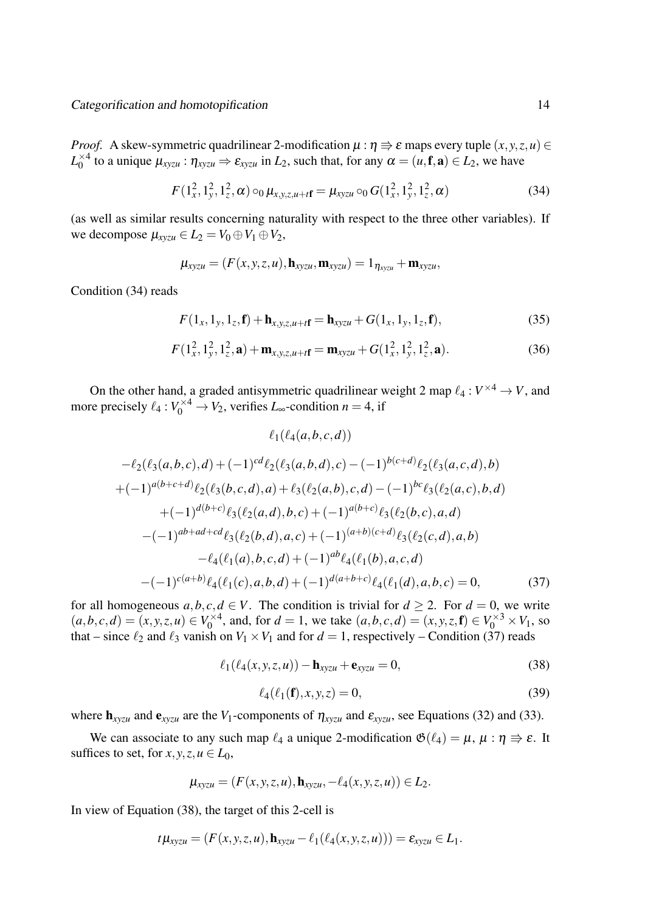*Proof.* A skew-symmetric quadrilinear 2-modification $\mu : \eta \Rrightarrow \varepsilon$ maps every tuple $(x,y,z,u) \in L_0^{\times 4}$ to a unique $\mu_{xyzu} : \eta_{xyzu} \Rightarrow \varepsilon_{xyzu}$ in $L_2$, such that, for any $\alpha = (u, \mathbf{f}, \mathbf{a}) \in L_2$, we have

$$F(1_x^2, 1_y^2, 1_z^2, \alpha) \circ_0 \mu_{x,y,z,u+t\mathbf{f}} = \mu_{xyzu} \circ_0 G(1_x^2, 1_y^2, 1_z^2, \alpha) \tag{34}$$

(as well as similar results concerning naturality with respect to the three other variables). If we decompose $\mu_{xyzu} \in L_2 = V_0 \oplus V_1 \oplus V_2$,

$$\mu_{xyzu} = (F(x,y,z,u), \mathbf{h}_{xyzu}, \mathbf{m}_{xyzu}) = 1_{\eta_{xyzu}} + \mathbf{m}_{xyzu},$$

Condition (34) reads

$$F(1_x, 1_y, 1_z, \mathbf{f}) + \mathbf{h}_{x,y,z,u+t\mathbf{f}} = \mathbf{h}_{xyzu} + G(1_x, 1_y, 1_z, \mathbf{f}), \tag{35}$$

$$F(1_x^2, 1_y^2, 1_z^2, \mathbf{a}) + \mathbf{m}_{x,y,z,u+t\mathbf{f}} = \mathbf{m}_{xyzu} + G(1_x^2, 1_y^2, 1_z^2, \mathbf{a}). \tag{36}$$

On the other hand, a graded antisymmetric quadrilinear weight 2 map $\ell_4 : V^{\times 4} \to V$, and more precisely $\ell_4 : V_0^{\times 4} \to V_2$, verifies $L_\infty$-condition $n = 4$, if

$$\begin{aligned}
&\ell_1(\ell_4(a,b,c,d)) \\
&-\ell_2(\ell_3(a,b,c),d) + (-1)^{cd}\ell_2(\ell_3(a,b,d),c) - (-1)^{b(c+d)}\ell_2(\ell_3(a,c,d),b) \\
&+(-1)^{a(b+c+d)}\ell_2(\ell_3(b,c,d),a) + \ell_3(\ell_2(a,b),c,d) - (-1)^{bc}\ell_3(\ell_2(a,c),b,d) \\
&+(-1)^{d(b+c)}\ell_3(\ell_2(a,d),b,c) + (-1)^{a(b+c)}\ell_3(\ell_2(b,c),a,d) \\
&-(-1)^{ab+ad+cd}\ell_3(\ell_2(b,d),a,c) + (-1)^{(a+b)(c+d)}\ell_3(\ell_2(c,d),a,b) \\
&-\ell_4(\ell_1(a),b,c,d) + (-1)^{ab}\ell_4(\ell_1(b),a,c,d) \\
&-(-1)^{c(a+b)}\ell_4(\ell_1(c),a,b,d) + (-1)^{d(a+b+c)}\ell_4(\ell_1(d),a,b,c) = 0,
\end{aligned} \tag{37}$$

for all homogeneous $a,b,c,d \in V$. The condition is trivial for $d \geq 2$. For $d = 0$, we write $(a,b,c,d) = (x,y,z,u) \in V_0^{\times 4}$, and, for $d = 1$, we take $(a,b,c,d) = (x,y,z,\mathbf{f}) \in V_0^{\times 3} \times V_1$, so that – since $\ell_2$ and $\ell_3$ vanish on $V_1 \times V_1$ and for $d = 1$, respectively – Condition (37) reads

$$\ell_1(\ell_4(x,y,z,u)) - \mathbf{h}_{xyzu} + \mathbf{e}_{xyzu} = 0, \tag{38}$$

$$\ell_4(\ell_1(\mathbf{f}), x, y, z) = 0, \tag{39}$$

where $\mathbf{h}_{xyzu}$ and $\mathbf{e}_{xyzu}$ are the $V_1$-components of $\eta_{xyzu}$ and $\varepsilon_{xyzu}$, see Equations (32) and (33).

We can associate to any such map $\ell_4$ a unique 2-modification $\mathfrak{G}(\ell_4) = \mu$, $\mu : \eta \Rrightarrow \varepsilon$. It suffices to set, for $x,y,z,u \in L_0$,

$$\mu_{xyzu} = (F(x,y,z,u), \mathbf{h}_{xyzu}, -\ell_4(x,y,z,u)) \in L_2.$$

In view of Equation (38), the target of this 2-cell is

$$t\mu_{xyzu} = (F(x,y,z,u), \mathbf{h}_{xyzu} - \ell_1(\ell_4(x,y,z,u))) = \varepsilon_{xyzu} \in L_1.$$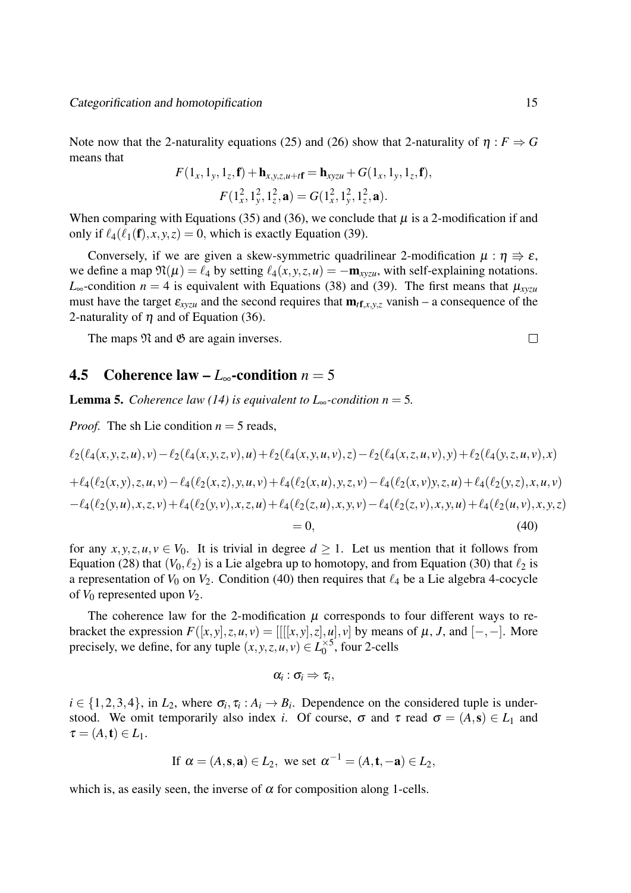Note now that the 2-naturality equations (25) and (26) show that 2-naturality of $\eta : F \Rightarrow G$ means that

$$F(1_x, 1_y, 1_z, \mathbf{f}) + \mathbf{h}_{x,y,z,u+t\mathbf{f}} = \mathbf{h}_{xyzu} + G(1_x, 1_y, 1_z, \mathbf{f}),$$

$$F(1_x^2, 1_y^2, 1_z^2, \mathbf{a}) = G(1_x^2, 1_y^2, 1_z^2, \mathbf{a}).$$

When comparing with Equations (35) and (36), we conclude that $\mu$ is a 2-modification if and only if $\ell_4(\ell_1(\mathbf{f}), x, y, z) = 0$, which is exactly Equation (39).

Conversely, if we are given a skew-symmetric quadrilinear 2-modification $\mu : \eta \Rrightarrow \varepsilon$, we define a map $\mathfrak{N}(\mu) = \ell_4$ by setting $\ell_4(x, y, z, u) = -\mathbf{m}_{xyzu}$, with self-explaining notations. $L_\infty$-condition $n = 4$ is equivalent with Equations (38) and (39). The first means that $\mu_{xyzu}$ must have the target $\varepsilon_{xyzu}$ and the second requires that $\mathbf{m}_{t\mathbf{f},x,y,z}$ vanish – a consequence of the 2-naturality of $\eta$ and of Equation (36).

The maps $\mathfrak{N}$ and $\mathfrak{G}$ are again inverses. $\square$

## 4.5 Coherence law – $L_\infty$-condition $n = 5$

**Lemma 5.** *Coherence law (14) is equivalent to $L_\infty$-condition $n = 5$.*

*Proof.* The sh Lie condition $n = 5$ reads,

$$\ell_2(\ell_4(x,y,z,u),v) - \ell_2(\ell_4(x,y,z,v),u) + \ell_2(\ell_4(x,y,u,v),z) - \ell_2(\ell_4(x,z,u,v),y) + \ell_2(\ell_4(y,z,u,v),x)$$

$$+\ell_4(\ell_2(x,y),z,u,v) - \ell_4(\ell_2(x,z),y,u,v) + \ell_4(\ell_2(x,u),y,z,v) - \ell_4(\ell_2(x,v)y,z,u) + \ell_4(\ell_2(y,z),x,u,v)$$

$$-\ell_4(\ell_2(y,u),x,z,v) + \ell_4(\ell_2(y,v),x,z,u) + \ell_4(\ell_2(z,u),x,y,v) - \ell_4(\ell_2(z,v),x,y,u) + \ell_4(\ell_2(u,v),x,y,z)$$

$$= 0, \tag{40}$$

for any $x, y, z, u, v \in V_0$. It is trivial in degree $d \geq 1$. Let us mention that it follows from Equation (28) that $(V_0, \ell_2)$ is a Lie algebra up to homotopy, and from Equation (30) that $\ell_2$ is a representation of $V_0$ on $V_2$. Condition (40) then requires that $\ell_4$ be a Lie algebra 4-cocycle of $V_0$ represented upon $V_2$.

The coherence law for the 2-modification $\mu$ corresponds to four different ways to re-bracket the expression $F([x,y],z,u,v) = [[[[x,y],z],u],v]$ by means of $\mu$, $J$, and $[-,-]$. More precisely, we define, for any tuple $(x,y,z,u,v) \in L_0^{\times 5}$, four 2-cells

$$\alpha_i : \sigma_i \Rightarrow \tau_i,$$

$i \in \{1,2,3,4\}$, in $L_2$, where $\sigma_i, \tau_i : A_i \to B_i$. Dependence on the considered tuple is understood. We omit temporarily also index $i$. Of course, $\sigma$ and $\tau$ read $\sigma = (A, \mathbf{s}) \in L_1$ and $\tau = (A, \mathbf{t}) \in L_1$.

$$\text{If } \alpha = (A, \mathbf{s}, \mathbf{a}) \in L_2, \text{ we set } \alpha^{-1} = (A, \mathbf{t}, -\mathbf{a}) \in L_2,$$

which is, as easily seen, the inverse of $\alpha$ for composition along 1-cells.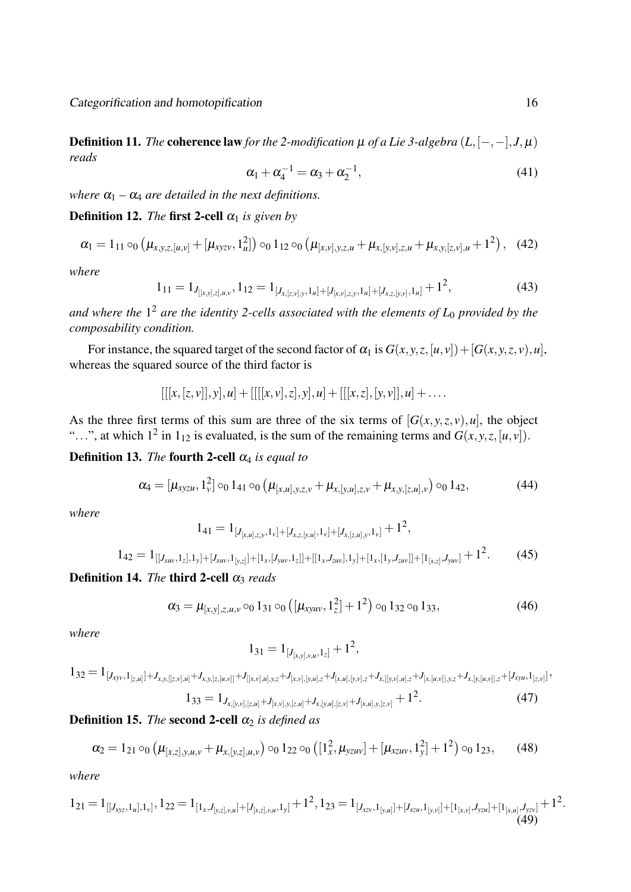**Definition 11.** *The* **coherence law** *for the 2-modification $\mu$ of a Lie 3-algebra $(L,[-,-],J,\mu)$ reads*

$$\alpha_1+\alpha_4^{-1}=\alpha_3+\alpha_2^{-1}, \tag{41}$$

*where $\alpha_1$ – $\alpha_4$ are detailed in the next definitions.*

**Definition 12.** *The* **first 2-cell** *$\alpha_1$ is given by*

$$\alpha_1 = 1_{11}\circ_0\left(\mu_{x,y,z,[u,v]}+[\mu_{xyzv},1_u^2]\right)\circ_0 1_{12}\circ_0\left(\mu_{[x,v],y,z,u}+\mu_{x,[y,v],z,u}+\mu_{x,y,[z,v],u}+1^2\right), \tag{42}$$

*where*

$$1_{11}=1_{J_{[[x,y],z],u,v}},\, 1_{12}=1_{[J_{x,[z,v],y},1_u]+[J_{[x,v],z,y},1_u]+[J_{x,z,[y,v]},1_u]}+1^2, \tag{43}$$

*and where the $1^2$ are the identity 2-cells associated with the elements of $L_0$ provided by the composability condition.*

For instance, the squared target of the second factor of $\alpha_1$ is $G(x,y,z,[u,v])+[G(x,y,z,v),u]$, whereas the squared source of the third factor is

$$[[[x,[z,v]],y],u]+[[[[x,v],z],y],u]+[[[x,z],[y,v]],u]+\ldots.$$

As the three first terms of this sum are three of the six terms of $[G(x,y,z,v),u]$, the object "$\ldots$", at which $1^2$ in $1_{12}$ is evaluated, is the sum of the remaining terms and $G(x,y,z,[u,v])$.

**Definition 13.** *The* **fourth 2-cell** *$\alpha_4$ is equal to*

$$\alpha_4=[\mu_{xyzu},1_v^2]\circ_0 1_{41}\circ_0\left(\mu_{[x,u],y,z,v}+\mu_{x,[y,u],z,v}+\mu_{x,y,[z,u],v}\right)\circ_0 1_{42}, \tag{44}$$

*where*

$$1_{41}=1_{[J_{[x,u],z,y},1_v]+[J_{x,z,[y,u]},1_v]+[J_{x,[z,u],y},1_v]}+1^2,$$

$$1_{42}=1_{[[J_{xuv},1_z],1_y]+[J_{xuv},1_{[y,z]}]+[1_x,[J_{yuv},1_z]]+[[1_x,J_{zuv}],1_y]+[1_x,[1_y,J_{zuv}]]+[1_{[x,z]},J_{yuv}]}+1^2. \tag{45}$$

**Definition 14.** *The* **third 2-cell** *$\alpha_3$ reads*

$$\alpha_3=\mu_{[x,y],z,u,v}\circ_0 1_{31}\circ_0\left([\mu_{xyuv},1_z^2]+1^2\right)\circ_0 1_{32}\circ_0 1_{33}, \tag{46}$$

*where*

$$1_{31}=1_{[J_{[x,y],v,u},1_z]}+1^2,$$

$$1_{32}=1_{[J_{xyv},1_{[z,u]}]+J_{x,y,[[z,v],u]}+J_{x,y,[z,[u,v]]}+J_{[[x,v],u],y,z}+J_{[x,v],[y,u],z}+J_{[x,u],[y,v],z}+J_{x,[[y,v],u],z}+J_{[x,[u,v]],y,z}+J_{x,[y,[u,v]],z}+[J_{xyu},1_{[z,v]}]},$$

$$1_{33}=1_{J_{x,[y,v],[z,u]}+J_{[x,v],y,[z,u]}+J_{x,[y,u],[z,v]}+J_{[x,u],y,[z,v]}}+1^2. \tag{47}$$

**Definition 15.** *The* **second 2-cell** *$\alpha_2$ is defined as*

$$\alpha_2=1_{21}\circ_0\left(\mu_{[x,z],y,u,v}+\mu_{x,[y,z],u,v}\right)\circ_0 1_{22}\circ_0\left([1_x^2,\mu_{yzuv}]+[\mu_{xzuv},1_y^2]+1^2\right)\circ_0 1_{23}, \tag{48}$$

*where*

$$1_{21}=1_{[[J_{xyz},1_u],1_v]},\, 1_{22}=1_{[1_x,J_{[y,z],v,u}]+[J_{[x,z],v,u},1_y]}+1^2,\, 1_{23}=1_{[J_{xzv},1_{[y,u]}]+[J_{xzu},1_{[y,v]}]+[1_{[x,v]},J_{yzu}]+[1_{[x,u]},J_{yzv}]}+1^2. \tag{49}$$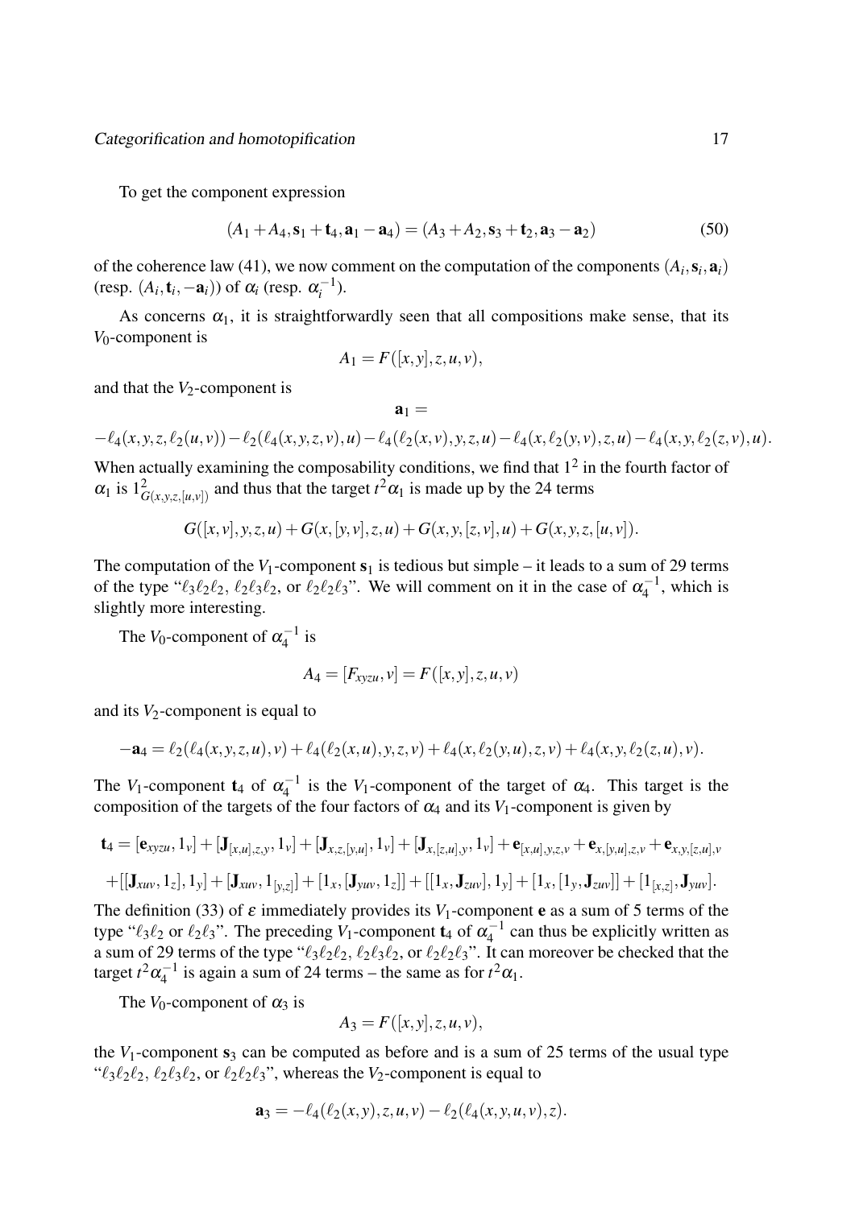To get the component expression

$$(A_1 + A_4, \mathbf{s}_1 + \mathbf{t}_4, \mathbf{a}_1 - \mathbf{a}_4) = (A_3 + A_2, \mathbf{s}_3 + \mathbf{t}_2, \mathbf{a}_3 - \mathbf{a}_2) \tag{50}$$

of the coherence law (41), we now comment on the computation of the components $(A_i, \mathbf{s}_i, \mathbf{a}_i)$ (resp. $(A_i, \mathbf{t}_i, -\mathbf{a}_i)$) of $\alpha_i$ (resp. $\alpha_i^{-1}$).

As concerns $\alpha_1$, it is straightforwardly seen that all compositions make sense, that its $V_0$-component is

$$A_1 = F([x,y],z,u,v),$$

and that the $V_2$-component is

$$\mathbf{a}_1 =$$

$$-\ell_4(x,y,z,\ell_2(u,v)) - \ell_2(\ell_4(x,y,z,v),u) - \ell_4(\ell_2(x,v),y,z,u) - \ell_4(x,\ell_2(y,v),z,u) - \ell_4(x,y,\ell_2(z,v),u).$$

When actually examining the composability conditions, we find that $1^2$ in the fourth factor of $\alpha_1$ is $1^2_{G(x,y,z,[u,v])}$ and thus that the target $t^2\alpha_1$ is made up by the 24 terms

$$G([x,v],y,z,u) + G(x,[y,v],z,u) + G(x,y,[z,v],u) + G(x,y,z,[u,v]).$$

The computation of the $V_1$-component $\mathbf{s}_1$ is tedious but simple – it leads to a sum of 29 terms of the type "$\ell_3\ell_2\ell_2$, $\ell_2\ell_3\ell_2$, or $\ell_2\ell_2\ell_3$". We will comment on it in the case of $\alpha_4^{-1}$, which is slightly more interesting.

The $V_0$-component of $\alpha_4^{-1}$ is

$$A_4 = [F_{xyzu}, v] = F([x,y],z,u,v)$$

and its $V_2$-component is equal to

$$-\mathbf{a}_4 = \ell_2(\ell_4(x,y,z,u),v) + \ell_4(\ell_2(x,u),y,z,v) + \ell_4(x,\ell_2(y,u),z,v) + \ell_4(x,y,\ell_2(z,u),v).$$

The $V_1$-component $\mathbf{t}_4$ of $\alpha_4^{-1}$ is the $V_1$-component of the target of $\alpha_4$. This target is the composition of the targets of the four factors of $\alpha_4$ and its $V_1$-component is given by

$$\mathbf{t}_4 = [\mathbf{e}_{xyzu}, 1_v] + [\mathbf{J}_{[x,u],z,y}, 1_v] + [\mathbf{J}_{x,z,[y,u]}, 1_v] + [\mathbf{J}_{x,[z,u],y}, 1_v] + \mathbf{e}_{[x,u],y,z,v} + \mathbf{e}_{x,[y,u],z,v} + \mathbf{e}_{x,y,[z,u],v}$$

$$+ [[\mathbf{J}_{xuv}, 1_z], 1_y] + [\mathbf{J}_{xuv}, 1_{[y,z]}] + [1_x, [\mathbf{J}_{yuv}, 1_z]] + [[1_x, \mathbf{J}_{zuv}], 1_y] + [1_x, [1_y, \mathbf{J}_{zuv}]] + [1_{[x,z]}, \mathbf{J}_{yuv}].$$

The definition (33) of $\varepsilon$ immediately provides its $V_1$-component $\mathbf{e}$ as a sum of 5 terms of the type "$\ell_3\ell_2$ or $\ell_2\ell_3$". The preceding $V_1$-component $\mathbf{t}_4$ of $\alpha_4^{-1}$ can thus be explicitly written as a sum of 29 terms of the type "$\ell_3\ell_2\ell_2$, $\ell_2\ell_3\ell_2$, or $\ell_2\ell_2\ell_3$". It can moreover be checked that the target $t^2\alpha_4^{-1}$ is again a sum of 24 terms – the same as for $t^2\alpha_1$.

The $V_0$-component of $\alpha_3$ is

$$A_3 = F([x,y],z,u,v),$$

the $V_1$-component $\mathbf{s}_3$ can be computed as before and is a sum of 25 terms of the usual type "$\ell_3\ell_2\ell_2$, $\ell_2\ell_3\ell_2$, or $\ell_2\ell_2\ell_3$", whereas the $V_2$-component is equal to

$$\mathbf{a}_3 = -\ell_4(\ell_2(x,y),z,u,v) - \ell_2(\ell_4(x,y,u,v),z).$$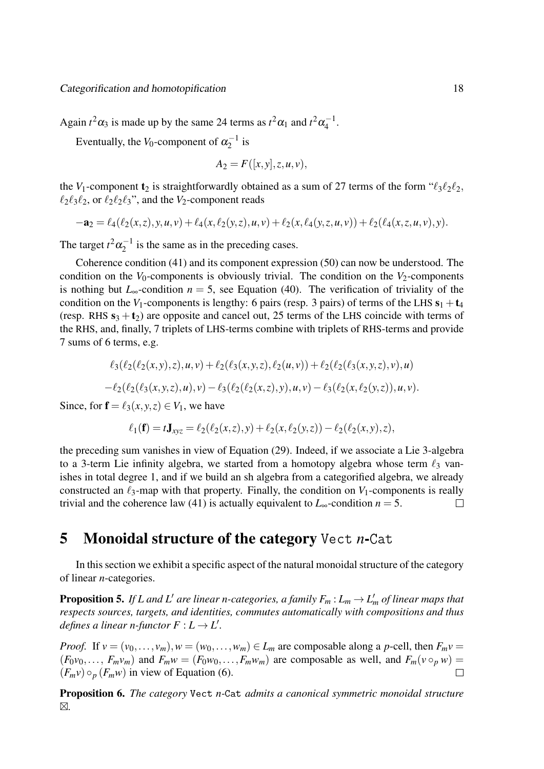Again $t^2\alpha_3$ is made up by the same 24 terms as $t^2\alpha_1$ and $t^2\alpha_4^{-1}$.

Eventually, the $V_0$-component of $\alpha_2^{-1}$ is

$$A_2 = F([x,y],z,u,v),$$

the $V_1$-component $\mathbf{t}_2$ is straightforwardly obtained as a sum of 27 terms of the form "$\ell_3\ell_2\ell_2$, $\ell_2\ell_3\ell_2$, or $\ell_2\ell_2\ell_3$", and the $V_2$-component reads

$$-\mathbf{a}_2 = \ell_4(\ell_2(x,z),y,u,v) + \ell_4(x,\ell_2(y,z),u,v) + \ell_2(x,\ell_4(y,z,u,v)) + \ell_2(\ell_4(x,z,u,v),y).$$

The target $t^2\alpha_2^{-1}$ is the same as in the preceding cases.

Coherence condition (41) and its component expression (50) can now be understood. The condition on the $V_0$-components is obviously trivial. The condition on the $V_2$-components is nothing but $L_\infty$-condition $n=5$, see Equation (40). The verification of triviality of the condition on the $V_1$-components is lengthy: 6 pairs (resp. 3 pairs) of terms of the LHS $\mathbf{s}_1 + \mathbf{t}_4$ (resp. RHS $\mathbf{s}_3 + \mathbf{t}_2$) are opposite and cancel out, 25 terms of the LHS coincide with terms of the RHS, and, finally, 7 triplets of LHS-terms combine with triplets of RHS-terms and provide 7 sums of 6 terms, e.g.

$$\ell_3(\ell_2(\ell_2(x,y),z),u,v) + \ell_2(\ell_3(x,y,z),\ell_2(u,v)) + \ell_2(\ell_2(\ell_3(x,y,z),v),u)$$

$$-\ell_2(\ell_2(\ell_3(x,y,z),u),v) - \ell_3(\ell_2(\ell_2(x,z),y),u,v) - \ell_3(\ell_2(x,\ell_2(y,z)),u,v).$$

Since, for $\mathbf{f} = \ell_3(x,y,z) \in V_1$, we have

$$\ell_1(\mathbf{f}) = t\mathbf{J}_{xyz} = \ell_2(\ell_2(x,z),y) + \ell_2(x,\ell_2(y,z)) - \ell_2(\ell_2(x,y),z),$$

the preceding sum vanishes in view of Equation (29). Indeed, if we associate a Lie 3-algebra to a 3-term Lie infinity algebra, we started from a homotopy algebra whose term $\ell_3$ vanishes in total degree 1, and if we build an sh algebra from a categorified algebra, we already constructed an $\ell_3$-map with that property. Finally, the condition on $V_1$-components is really trivial and the coherence law (41) is actually equivalent to $L_\infty$-condition $n=5$. □

## 5 Monoidal structure of the category `Vect` $n$-`Cat`

In this section we exhibit a specific aspect of the natural monoidal structure of the category of linear $n$-categories.

**Proposition 5.** *If $L$ and $L'$ are linear $n$-categories, a family $F_m : L_m \to L'_m$ of linear maps that respects sources, targets, and identities, commutes automatically with compositions and thus defines a linear $n$-functor $F : L \to L'$.*

*Proof.* If $v = (v_0,\ldots,v_m), w = (w_0,\ldots,w_m) \in L_m$ are composable along a $p$-cell, then $F_m v = (F_0 v_0,\ldots, F_m v_m)$ and $F_m w = (F_0 w_0,\ldots,F_m w_m)$ are composable as well, and $F_m(v \circ_p w) = (F_m v) \circ_p (F_m w)$ in view of Equation (6). □

**Proposition 6.** *The category* `Vect` $n$-`Cat` *admits a canonical symmetric monoidal structure* $\boxtimes$.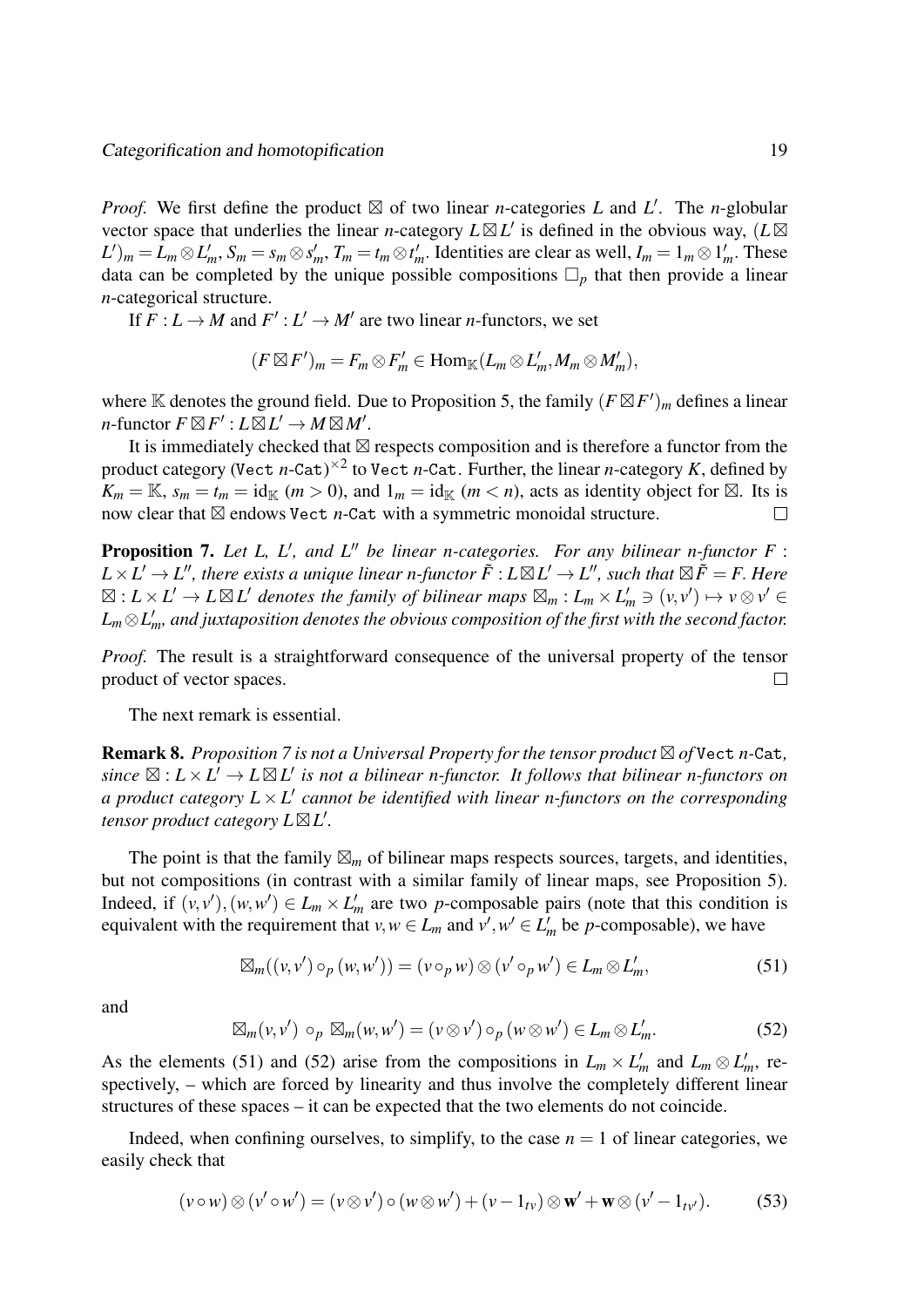*Proof.* We first define the product $\boxtimes$ of two linear $n$-categories $L$ and $L'$. The $n$-globular vector space that underlies the linear $n$-category $L \boxtimes L'$ is defined in the obvious way, $(L \boxtimes L')_m = L_m \otimes L'_m$, $S_m = s_m \otimes s'_m$, $T_m = t_m \otimes t'_m$. Identities are clear as well, $I_m = 1_m \otimes 1'_m$. These data can be completed by the unique possible compositions $\square_p$ that then provide a linear $n$-categorical structure.

If $F : L \to M$ and $F' : L' \to M'$ are two linear $n$-functors, we set

$$(F \boxtimes F')_m = F_m \otimes F'_m \in \mathrm{Hom}_{\mathbb{K}}(L_m \otimes L'_m, M_m \otimes M'_m),$$

where $\mathbb{K}$ denotes the ground field. Due to Proposition 5, the family $(F \boxtimes F')_m$ defines a linear $n$-functor $F \boxtimes F' : L \boxtimes L' \to M \boxtimes M'$.

It is immediately checked that $\boxtimes$ respects composition and is therefore a functor from the product category $(\texttt{Vect}\ n\texttt{-Cat})^{\times 2}$ to $\texttt{Vect}\ n\texttt{-Cat}$. Further, the linear $n$-category $K$, defined by $K_m = \mathbb{K}$, $s_m = t_m = \mathrm{id}_{\mathbb{K}}$ $(m > 0)$, and $1_m = \mathrm{id}_{\mathbb{K}}$ $(m < n)$, acts as identity object for $\boxtimes$. Its is now clear that $\boxtimes$ endows $\texttt{Vect}\ n\texttt{-Cat}$ with a symmetric monoidal structure. $\square$

**Proposition 7.** *Let $L$, $L'$, and $L''$ be linear $n$-categories. For any bilinear $n$-functor $F : L \times L' \to L''$, there exists a unique linear $n$-functor $\tilde{F} : L \boxtimes L' \to L''$, such that $\boxtimes \tilde{F} = F$. Here $\boxtimes : L \times L' \to L \boxtimes L'$ denotes the family of bilinear maps $\boxtimes_m : L_m \times L'_m \ni (v, v') \mapsto v \otimes v' \in L_m \otimes L'_m$, and juxtaposition denotes the obvious composition of the first with the second factor.*

*Proof.* The result is a straightforward consequence of the universal property of the tensor product of vector spaces. $\square$

The next remark is essential.

**Remark 8.** *Proposition 7 is not a Universal Property for the tensor product $\boxtimes$ of $\texttt{Vect}\ n\texttt{-Cat}$, since $\boxtimes : L \times L' \to L \boxtimes L'$ is not a bilinear $n$-functor. It follows that bilinear $n$-functors on a product category $L \times L'$ cannot be identified with linear $n$-functors on the corresponding tensor product category $L \boxtimes L'$.*

The point is that the family $\boxtimes_m$ of bilinear maps respects sources, targets, and identities, but not compositions (in contrast with a similar family of linear maps, see Proposition 5). Indeed, if $(v, v'), (w, w') \in L_m \times L'_m$ are two $p$-composable pairs (note that this condition is equivalent with the requirement that $v, w \in L_m$ and $v', w' \in L'_m$ be $p$-composable), we have

$$\boxtimes_m((v, v') \circ_p (w, w')) = (v \circ_p w) \otimes (v' \circ_p w') \in L_m \otimes L'_m, \tag{51}$$

and

$$\boxtimes_m(v, v') \circ_p \boxtimes_m(w, w') = (v \otimes v') \circ_p (w \otimes w') \in L_m \otimes L'_m. \tag{52}$$

As the elements (51) and (52) arise from the compositions in $L_m \times L'_m$ and $L_m \otimes L'_m$, respectively, – which are forced by linearity and thus involve the completely different linear structures of these spaces – it can be expected that the two elements do not coincide.

Indeed, when confining ourselves, to simplify, to the case $n = 1$ of linear categories, we easily check that

$$(v \circ w) \otimes (v' \circ w') = (v \otimes v') \circ (w \otimes w') + (v - 1_{tv}) \otimes \mathbf{w}' + \mathbf{w} \otimes (v' - 1_{tv'}). \tag{53}$$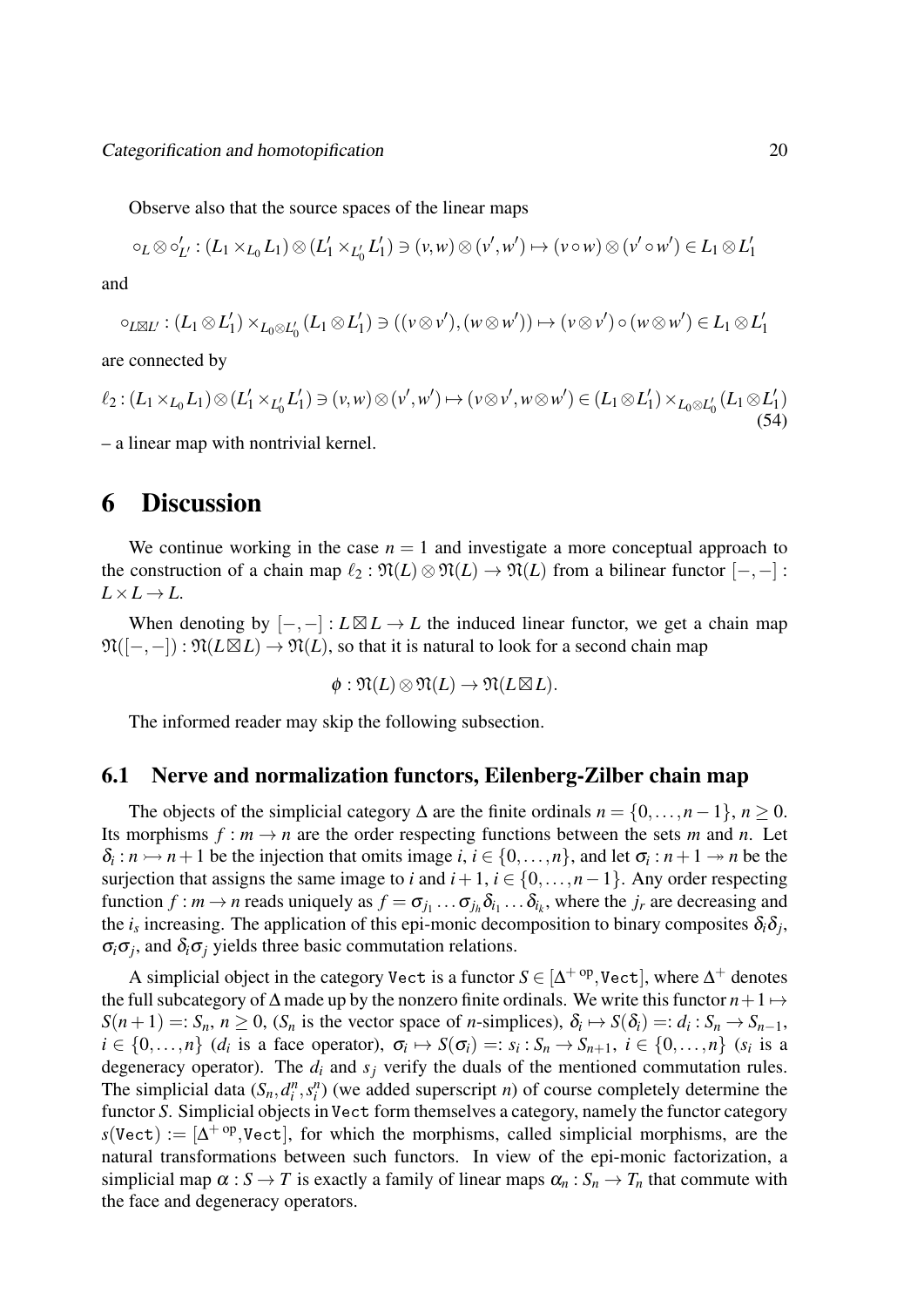Observe also that the source spaces of the linear maps

$$\circ_L \otimes \circ'_{L'} : (L_1 \times_{L_0} L_1) \otimes (L'_1 \times_{L'_0} L'_1) \ni (v,w) \otimes (v',w') \mapsto (v \circ w) \otimes (v' \circ w') \in L_1 \otimes L'_1$$

and

$$\circ_{L \boxtimes L'} : (L_1 \otimes L'_1) \times_{L_0 \otimes L'_0} (L_1 \otimes L'_1) \ni ((v \otimes v'), (w \otimes w')) \mapsto (v \otimes v') \circ (w \otimes w') \in L_1 \otimes L'_1$$

are connected by

$$\ell_2 : (L_1 \times_{L_0} L_1) \otimes (L'_1 \times_{L'_0} L'_1) \ni (v,w) \otimes (v',w') \mapsto (v \otimes v', w \otimes w') \in (L_1 \otimes L'_1) \times_{L_0 \otimes L'_0} (L_1 \otimes L'_1) \tag{54}$$

– a linear map with nontrivial kernel.

# 6 Discussion

We continue working in the case $n = 1$ and investigate a more conceptual approach to the construction of a chain map $\ell_2 : \mathfrak{N}(L) \otimes \mathfrak{N}(L) \to \mathfrak{N}(L)$ from a bilinear functor $[-,-] : L \times L \to L$.

When denoting by $[-,-] : L \boxtimes L \to L$ the induced linear functor, we get a chain map $\mathfrak{N}([-,-]) : \mathfrak{N}(L \boxtimes L) \to \mathfrak{N}(L)$, so that it is natural to look for a second chain map

$$\phi : \mathfrak{N}(L) \otimes \mathfrak{N}(L) \to \mathfrak{N}(L \boxtimes L).$$

The informed reader may skip the following subsection.

## 6.1 Nerve and normalization functors, Eilenberg-Zilber chain map

The objects of the simplicial category $\Delta$ are the finite ordinals $n = \{0, \ldots, n-1\}$, $n \geq 0$. Its morphisms $f : m \to n$ are the order respecting functions between the sets $m$ and $n$. Let $\delta_i : n \rightarrowtail n+1$ be the injection that omits image $i$, $i \in \{0, \ldots, n\}$, and let $\sigma_i : n+1 \twoheadrightarrow n$ be the surjection that assigns the same image to $i$ and $i+1$, $i \in \{0, \ldots, n-1\}$. Any order respecting function $f : m \to n$ reads uniquely as $f = \sigma_{j_1} \ldots \sigma_{j_h} \delta_{i_1} \ldots \delta_{i_k}$, where the $j_r$ are decreasing and the $i_s$ increasing. The application of this epi-monic decomposition to binary composites $\delta_i \delta_j$, $\sigma_i \sigma_j$, and $\delta_i \sigma_j$ yields three basic commutation relations.

A simplicial object in the category $\texttt{Vect}$ is a functor $S \in [\Delta^{+\,\mathrm{op}}, \texttt{Vect}]$, where $\Delta^+$ denotes the full subcategory of $\Delta$ made up by the nonzero finite ordinals. We write this functor $n+1 \mapsto S(n+1) =: S_n$, $n \geq 0$, ($S_n$ is the vector space of $n$-simplices), $\delta_i \mapsto S(\delta_i) =: d_i : S_n \to S_{n-1}$, $i \in \{0, \ldots, n\}$ ($d_i$ is a face operator), $\sigma_i \mapsto S(\sigma_i) =: s_i : S_n \to S_{n+1}$, $i \in \{0, \ldots, n\}$ ($s_i$ is a degeneracy operator). The $d_i$ and $s_j$ verify the duals of the mentioned commutation rules. The simplicial data $(S_n, d_i^n, s_i^n)$ (we added superscript $n$) of course completely determine the functor $S$. Simplicial objects in $\texttt{Vect}$ form themselves a category, namely the functor category $s(\texttt{Vect}) := [\Delta^{+\,\mathrm{op}}, \texttt{Vect}]$, for which the morphisms, called simplicial morphisms, are the natural transformations between such functors. In view of the epi-monic factorization, a simplicial map $\alpha : S \to T$ is exactly a family of linear maps $\alpha_n : S_n \to T_n$ that commute with the face and degeneracy operators.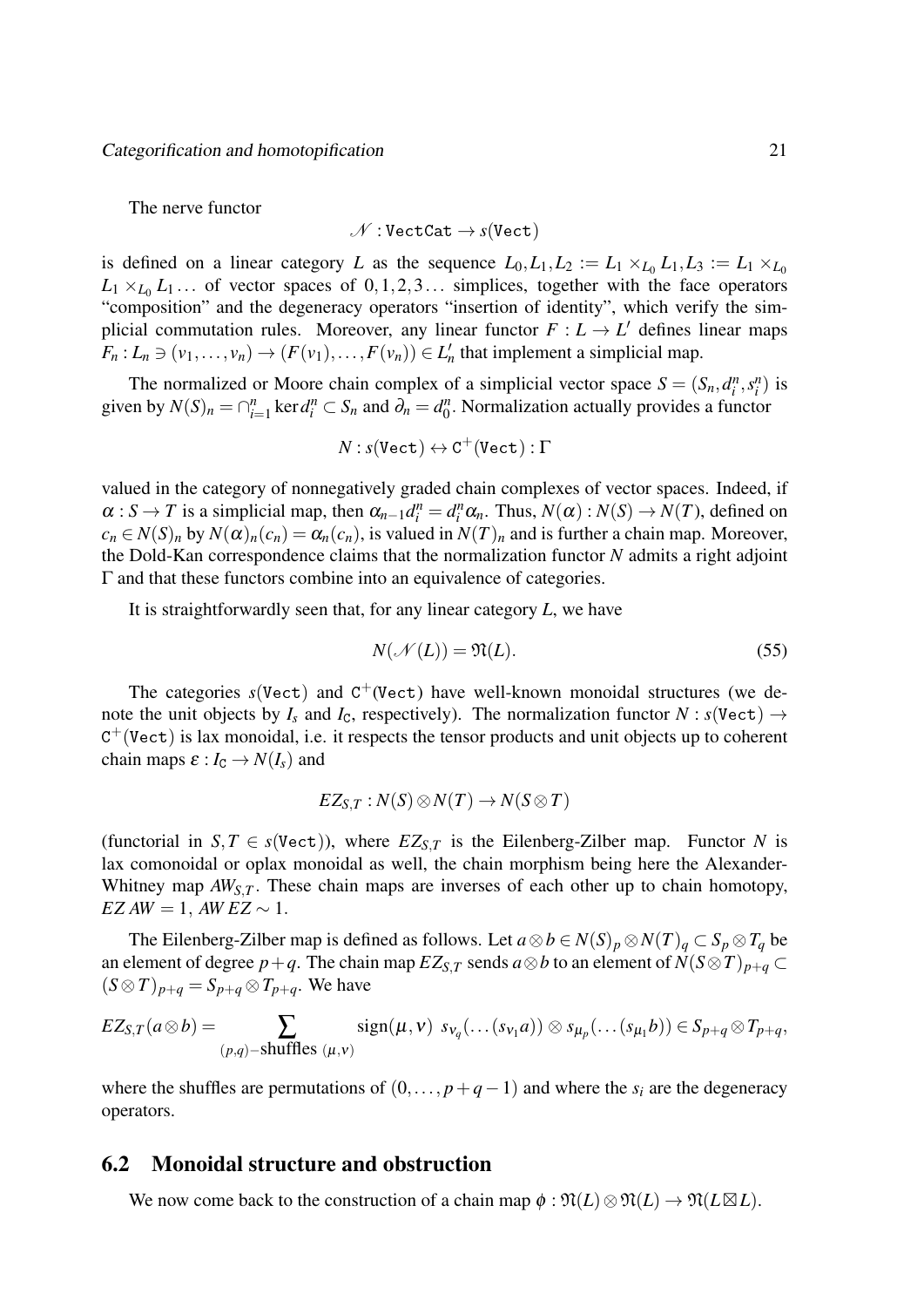The nerve functor

$$\mathscr{N} : \texttt{VectCat} \to s(\texttt{Vect})$$

is defined on a linear category $L$ as the sequence $L_0, L_1, L_2 := L_1 \times_{L_0} L_1, L_3 := L_1 \times_{L_0} L_1 \times_{L_0} L_1 \ldots$ of vector spaces of $0,1,2,3\ldots$ simplices, together with the face operators “composition” and the degeneracy operators “insertion of identity”, which verify the simplicial commutation rules. Moreover, any linear functor $F : L \to L'$ defines linear maps $F_n : L_n \ni (v_1,\ldots,v_n) \to (F(v_1),\ldots,F(v_n)) \in L'_n$ that implement a simplicial map.

The normalized or Moore chain complex of a simplicial vector space $S = (S_n, d_i^n, s_i^n)$ is given by $N(S)_n = \cap_{i=1}^n \ker d_i^n \subset S_n$ and $\partial_n = d_0^n$. Normalization actually provides a functor

$$N : s(\texttt{Vect}) \leftrightarrow \texttt{C}^+(\texttt{Vect}) : \Gamma$$

valued in the category of nonnegatively graded chain complexes of vector spaces. Indeed, if $\alpha : S \to T$ is a simplicial map, then $\alpha_{n-1} d_i^n = d_i^n \alpha_n$. Thus, $N(\alpha) : N(S) \to N(T)$, defined on $c_n \in N(S)_n$ by $N(\alpha)_n(c_n) = \alpha_n(c_n)$, is valued in $N(T)_n$ and is further a chain map. Moreover, the Dold-Kan correspondence claims that the normalization functor $N$ admits a right adjoint $\Gamma$ and that these functors combine into an equivalence of categories.

It is straightforwardly seen that, for any linear category $L$, we have

$$N(\mathscr{N}(L)) = \mathfrak{N}(L). \tag{55}$$

The categories $s(\texttt{Vect})$ and $\texttt{C}^+(\texttt{Vect})$ have well-known monoidal structures (we denote the unit objects by $I_s$ and $I_{\texttt{C}}$, respectively). The normalization functor $N : s(\texttt{Vect}) \to \texttt{C}^+(\texttt{Vect})$ is lax monoidal, i.e. it respects the tensor products and unit objects up to coherent chain maps $\varepsilon : I_{\texttt{C}} \to N(I_s)$ and

$$EZ_{S,T} : N(S) \otimes N(T) \to N(S \otimes T)$$

(functorial in $S, T \in s(\texttt{Vect})$), where $EZ_{S,T}$ is the Eilenberg-Zilber map. Functor $N$ is lax comonoidal or oplax monoidal as well, the chain morphism being here the Alexander-Whitney map $AW_{S,T}$. These chain maps are inverses of each other up to chain homotopy, $EZ\,AW = 1$, $AW\,EZ \sim 1$.

The Eilenberg-Zilber map is defined as follows. Let $a \otimes b \in N(S)_p \otimes N(T)_q \subset S_p \otimes T_q$ be an element of degree $p+q$. The chain map $EZ_{S,T}$ sends $a \otimes b$ to an element of $N(S \otimes T)_{p+q} \subset (S \otimes T)_{p+q} = S_{p+q} \otimes T_{p+q}$. We have

$$EZ_{S,T}(a \otimes b) = \sum_{(p,q)-\text{shuffles }(\mu,\nu)} \operatorname{sign}(\mu,\nu)\; s_{\nu_q}(\ldots(s_{\nu_1}a)) \otimes s_{\mu_p}(\ldots(s_{\mu_1}b)) \in S_{p+q} \otimes T_{p+q},$$

where the shuffles are permutations of $(0,\ldots,p+q-1)$ and where the $s_i$ are the degeneracy operators.

## 6.2 Monoidal structure and obstruction

We now come back to the construction of a chain map $\phi : \mathfrak{N}(L) \otimes \mathfrak{N}(L) \to \mathfrak{N}(L \boxtimes L)$.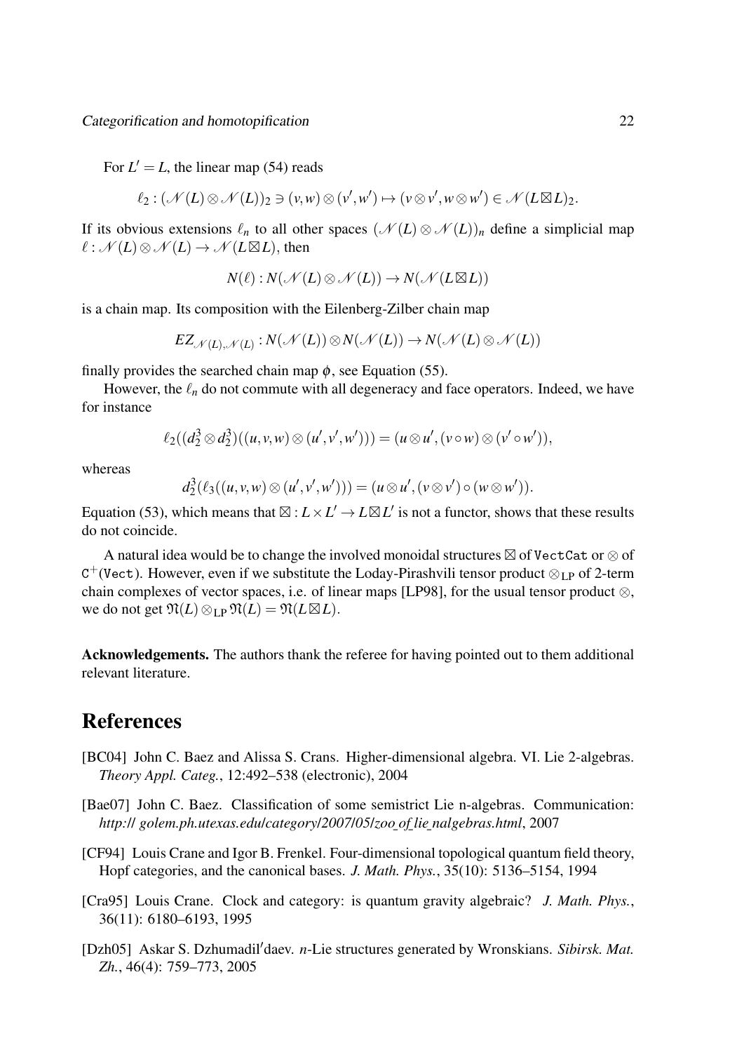For $L' = L$, the linear map (54) reads

$$\ell_2 : (\mathcal{N}(L) \otimes \mathcal{N}(L))_2 \ni (v,w) \otimes (v',w') \mapsto (v \otimes v', w \otimes w') \in \mathcal{N}(L \boxtimes L)_2.$$

If its obvious extensions $\ell_n$ to all other spaces $(\mathcal{N}(L) \otimes \mathcal{N}(L))_n$ define a simplicial map $\ell : \mathcal{N}(L) \otimes \mathcal{N}(L) \to \mathcal{N}(L \boxtimes L)$, then

$$N(\ell) : N(\mathcal{N}(L) \otimes \mathcal{N}(L)) \to N(\mathcal{N}(L \boxtimes L))$$

is a chain map. Its composition with the Eilenberg-Zilber chain map

$$EZ_{\mathcal{N}(L),\mathcal{N}(L)} : N(\mathcal{N}(L)) \otimes N(\mathcal{N}(L)) \to N(\mathcal{N}(L) \otimes \mathcal{N}(L))$$

finally provides the searched chain map $\phi$, see Equation (55).

However, the $\ell_n$ do not commute with all degeneracy and face operators. Indeed, we have for instance

$$\ell_2((d_2^3 \otimes d_2^3)((u,v,w) \otimes (u',v',w'))) = (u \otimes u', (v \circ w) \otimes (v' \circ w')),$$

whereas

$$d_2^3(\ell_3((u,v,w) \otimes (u',v',w'))) = (u \otimes u', (v \otimes v') \circ (w \otimes w')).$$

Equation (53), which means that $\boxtimes : L \times L' \to L \boxtimes L'$ is not a functor, shows that these results do not coincide.

A natural idea would be to change the involved monoidal structures $\boxtimes$ of `VectCat` or $\otimes$ of $\mathtt{C}^+(\mathtt{Vect})$. However, even if we substitute the Loday-Pirashvili tensor product $\otimes_{\mathrm{LP}}$ of 2-term chain complexes of vector spaces, i.e. of linear maps [LP98], for the usual tensor product $\otimes$, we do not get $\mathfrak{N}(L) \otimes_{\mathrm{LP}} \mathfrak{N}(L) = \mathfrak{N}(L \boxtimes L)$.

**Acknowledgements.** The authors thank the referee for having pointed out to them additional relevant literature.

# References

[BC04] John C. Baez and Alissa S. Crans. Higher-dimensional algebra. VI. Lie 2-algebras. *Theory Appl. Categ.*, 12:492–538 (electronic), 2004

[Bae07] John C. Baez. Classification of some semistrict Lie n-algebras. Communication: *http:// golem.ph.utexas.edu/category/2007/05/zoo_of_lie_nalgebras.html*, 2007

[CF94] Louis Crane and Igor B. Frenkel. Four-dimensional topological quantum field theory, Hopf categories, and the canonical bases. *J. Math. Phys.*, 35(10): 5136–5154, 1994

[Cra95] Louis Crane. Clock and category: is quantum gravity algebraic? *J. Math. Phys.*, 36(11): 6180–6193, 1995

[Dzh05] Askar S. Dzhumadil′daev. *n*-Lie structures generated by Wronskians. *Sibirsk. Mat. Zh.*, 46(4): 759–773, 2005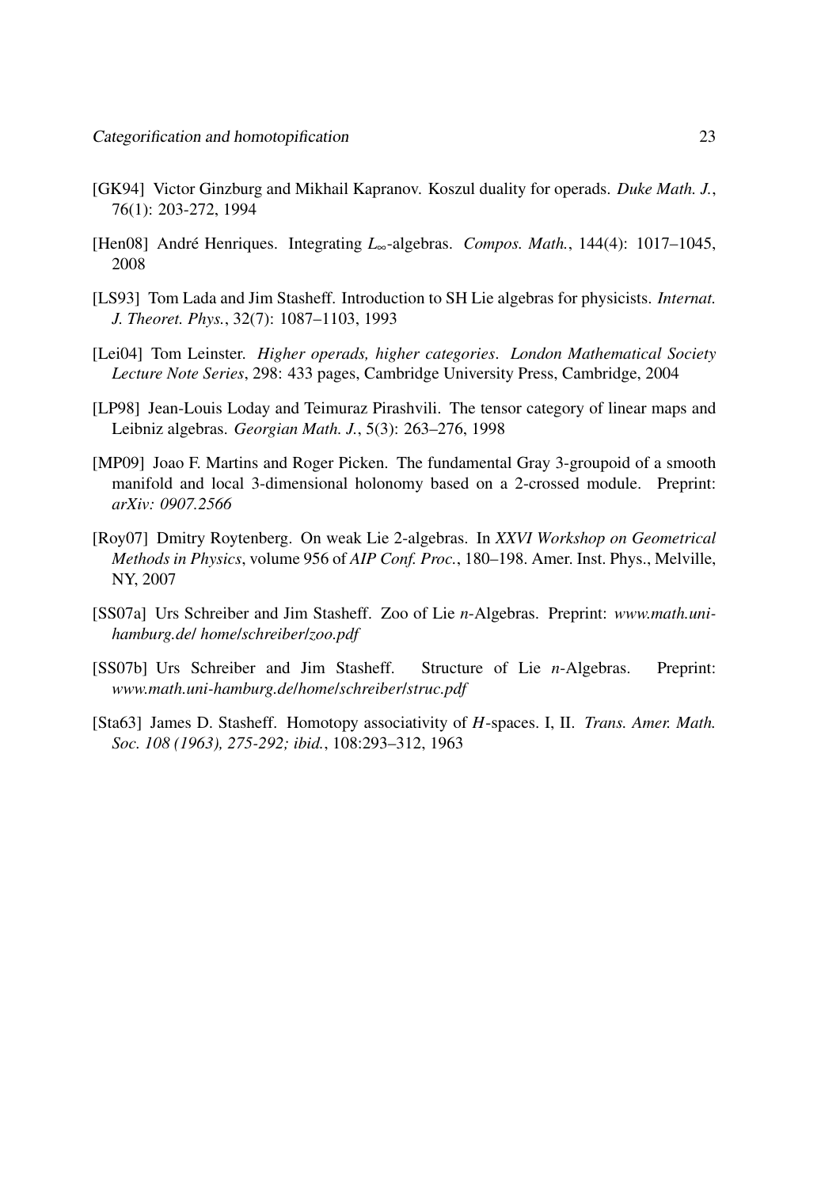[GK94] Victor Ginzburg and Mikhail Kapranov. Koszul duality for operads. *Duke Math. J.*, 76(1): 203-272, 1994

[Hen08] André Henriques. Integrating $L_\infty$-algebras. *Compos. Math.*, 144(4): 1017–1045, 2008

[LS93] Tom Lada and Jim Stasheff. Introduction to SH Lie algebras for physicists. *Internat. J. Theoret. Phys.*, 32(7): 1087–1103, 1993

[Lei04] Tom Leinster. *Higher operads, higher categories*. *London Mathematical Society Lecture Note Series*, 298: 433 pages, Cambridge University Press, Cambridge, 2004

[LP98] Jean-Louis Loday and Teimuraz Pirashvili. The tensor category of linear maps and Leibniz algebras. *Georgian Math. J.*, 5(3): 263–276, 1998

[MP09] Joao F. Martins and Roger Picken. The fundamental Gray 3-groupoid of a smooth manifold and local 3-dimensional holonomy based on a 2-crossed module. Preprint: *arXiv: 0907.2566*

[Roy07] Dmitry Roytenberg. On weak Lie 2-algebras. In *XXVI Workshop on Geometrical Methods in Physics*, volume 956 of *AIP Conf. Proc.*, 180–198. Amer. Inst. Phys., Melville, NY, 2007

[SS07a] Urs Schreiber and Jim Stasheff. Zoo of Lie *n*-Algebras. Preprint: *www.math.uni-hamburg.de/ home/schreiber/zoo.pdf*

[SS07b] Urs Schreiber and Jim Stasheff. Structure of Lie *n*-Algebras. Preprint: *www.math.uni-hamburg.de/home/schreiber/struc.pdf*

[Sta63] James D. Stasheff. Homotopy associativity of *H*-spaces. I, II. *Trans. Amer. Math. Soc. 108 (1963), 275-292; ibid.*, 108:293–312, 1963